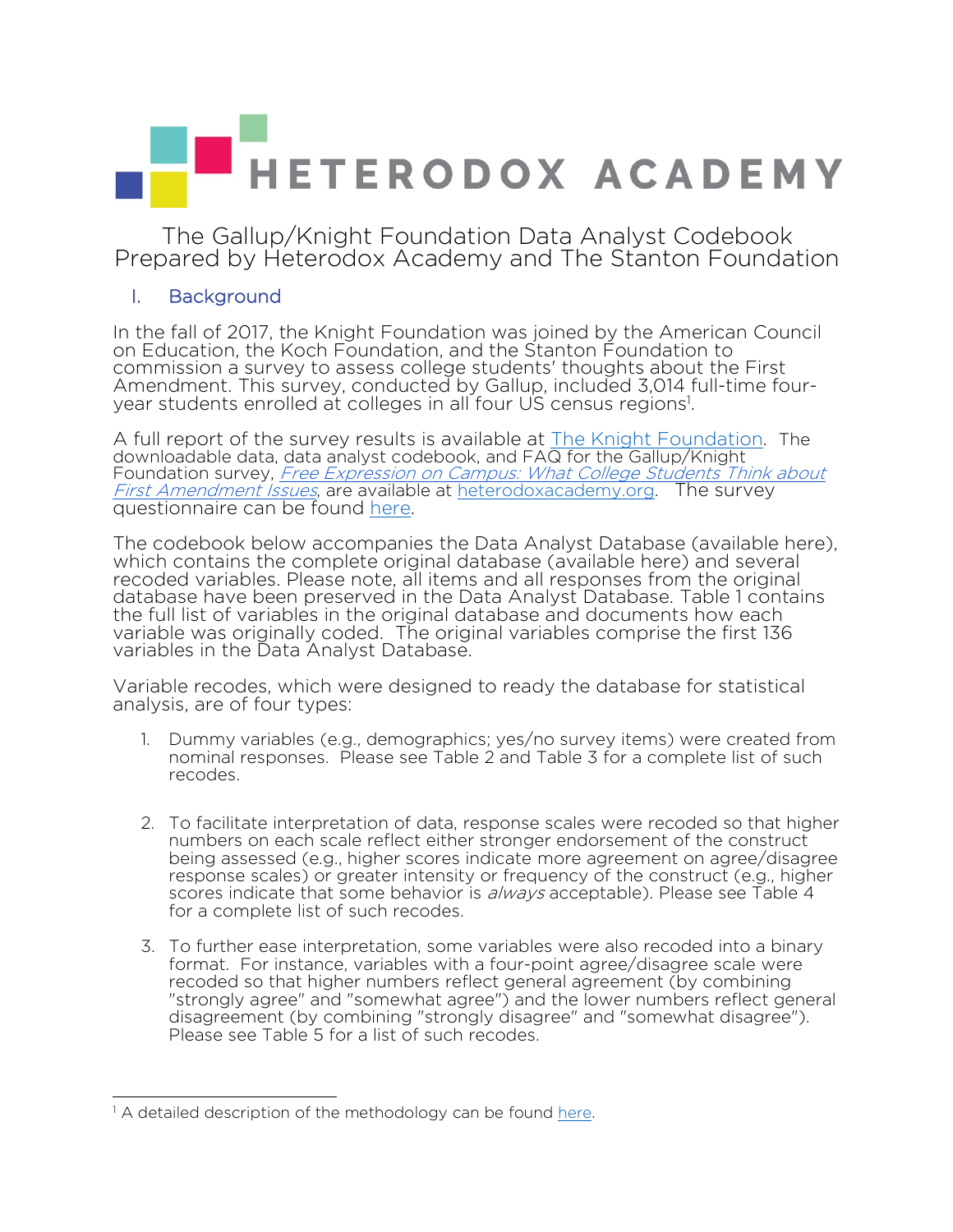# HETERODOX ACADEMY

The Gallup/Knight Foundation Data Analyst Codebook
Prepared by Heterodox Academy and The Stanton Foundation

## I. Background

In the fall of 2017, the Knight Foundation was joined by the American Council on Education, the Koch Foundation, and the Stanton Foundation to commission a survey to assess college students' thoughts about the First Amendment. This survey, conducted by Gallup, included 3,014 full-time four-year students enrolled at colleges in all four US census regions[1].

A full report of the survey results is available at The Knight Foundation. The downloadable data, data analyst codebook, and FAQ for the Gallup/Knight Foundation survey, *Free Expression on Campus: What College Students Think about First Amendment Issues*, are available at heterodoxacademy.org. The survey questionnaire can be found here.

The codebook below accompanies the Data Analyst Database (available here), which contains the complete original database (available here) and several recoded variables. Please note, all items and all responses from the original database have been preserved in the Data Analyst Database. Table 1 contains the full list of variables in the original database and documents how each variable was originally coded. The original variables comprise the first 136 variables in the Data Analyst Database.

Variable recodes, which were designed to ready the database for statistical analysis, are of four types:

1. Dummy variables (e.g., demographics; yes/no survey items) were created from nominal responses. Please see Table 2 and Table 3 for a complete list of such recodes.

2. To facilitate interpretation of data, response scales were recoded so that higher numbers on each scale reflect either stronger endorsement of the construct being assessed (e.g., higher scores indicate more agreement on agree/disagree response scales) or greater intensity or frequency of the construct (e.g., higher scores indicate that some behavior is *always* acceptable). Please see Table 4 for a complete list of such recodes.

3. To further ease interpretation, some variables were also recoded into a binary format. For instance, variables with a four-point agree/disagree scale were recoded so that higher numbers reflect general agreement (by combining "strongly agree" and "somewhat agree") and the lower numbers reflect general disagreement (by combining "strongly disagree" and "somewhat disagree"). Please see Table 5 for a list of such recodes.

---

[1] A detailed description of the methodology can be found here.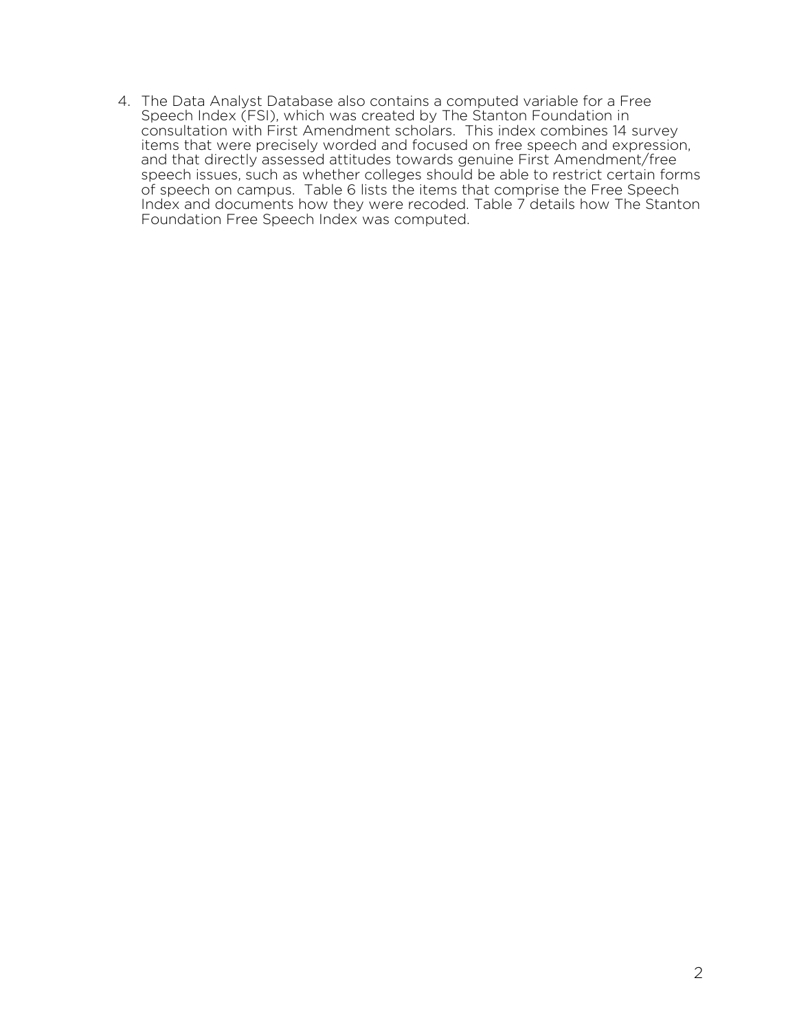4. The Data Analyst Database also contains a computed variable for a Free Speech Index (FSI), which was created by The Stanton Foundation in consultation with First Amendment scholars. This index combines 14 survey items that were precisely worded and focused on free speech and expression, and that directly assessed attitudes towards genuine First Amendment/free speech issues, such as whether colleges should be able to restrict certain forms of speech on campus. Table 6 lists the items that comprise the Free Speech Index and documents how they were recoded. Table 7 details how The Stanton Foundation Free Speech Index was computed.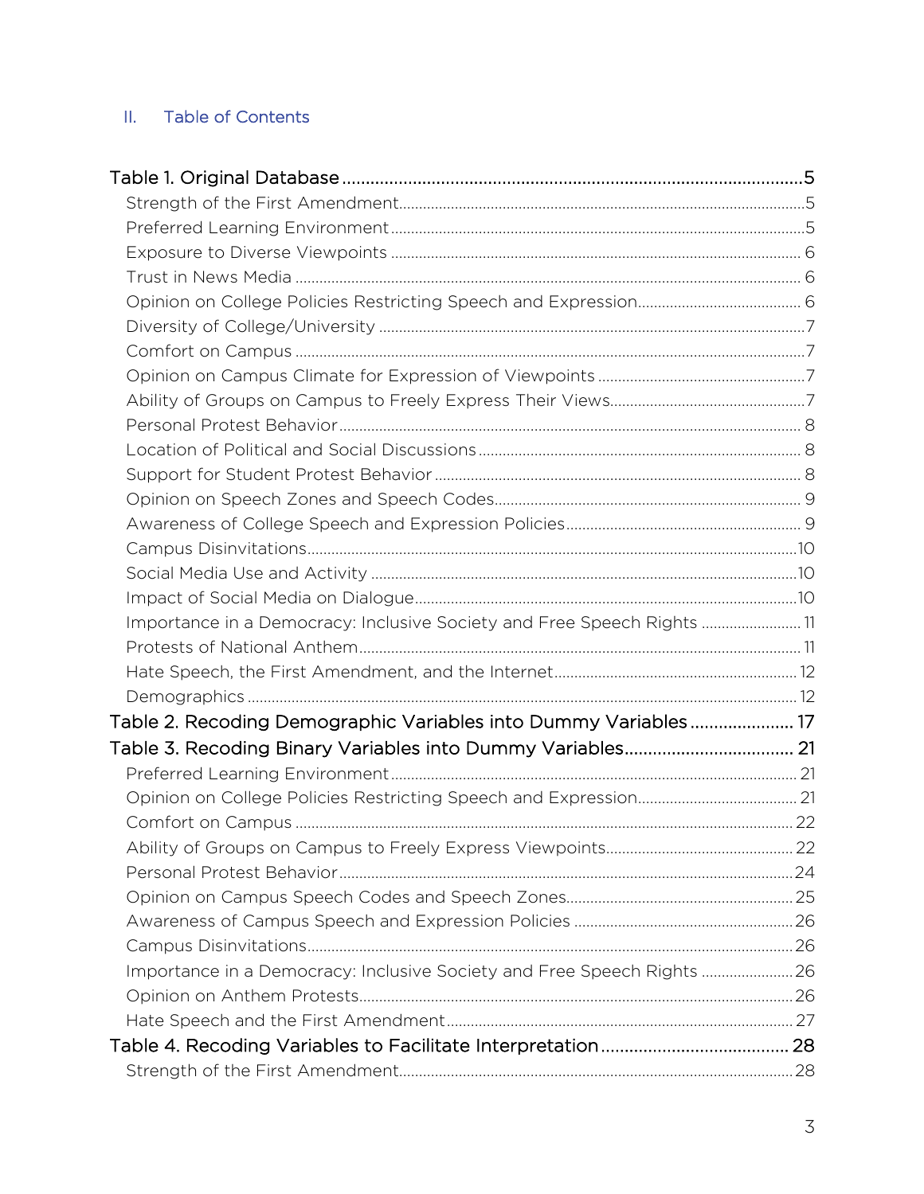## II. Table of Contents

**Table 1. Original Database** ..... 5

- Strength of the First Amendment ..... 5
- Preferred Learning Environment ..... 5
- Exposure to Diverse Viewpoints ..... 6
- Trust in News Media ..... 6
- Opinion on College Policies Restricting Speech and Expression ..... 6
- Diversity of College/University ..... 7
- Comfort on Campus ..... 7
- Opinion on Campus Climate for Expression of Viewpoints ..... 7
- Ability of Groups on Campus to Freely Express Their Views ..... 7
- Personal Protest Behavior ..... 8
- Location of Political and Social Discussions ..... 8
- Support for Student Protest Behavior ..... 8
- Opinion on Speech Zones and Speech Codes ..... 9
- Awareness of College Speech and Expression Policies ..... 9
- Campus Disinvitations ..... 10
- Social Media Use and Activity ..... 10
- Impact of Social Media on Dialogue ..... 10
- Importance in a Democracy: Inclusive Society and Free Speech Rights ..... 11
- Protests of National Anthem ..... 11
- Hate Speech, the First Amendment, and the Internet ..... 12
- Demographics ..... 12

**Table 2. Recoding Demographic Variables into Dummy Variables** ..... 17

**Table 3. Recoding Binary Variables into Dummy Variables** ..... 21

- Preferred Learning Environment ..... 21
- Opinion on College Policies Restricting Speech and Expression ..... 21
- Comfort on Campus ..... 22
- Ability of Groups on Campus to Freely Express Viewpoints ..... 22
- Personal Protest Behavior ..... 24
- Opinion on Campus Speech Codes and Speech Zones ..... 25
- Awareness of Campus Speech and Expression Policies ..... 26
- Campus Disinvitations ..... 26
- Importance in a Democracy: Inclusive Society and Free Speech Rights ..... 26
- Opinion on Anthem Protests ..... 26
- Hate Speech and the First Amendment ..... 27

**Table 4. Recoding Variables to Facilitate Interpretation** ..... 28

- Strength of the First Amendment ..... 28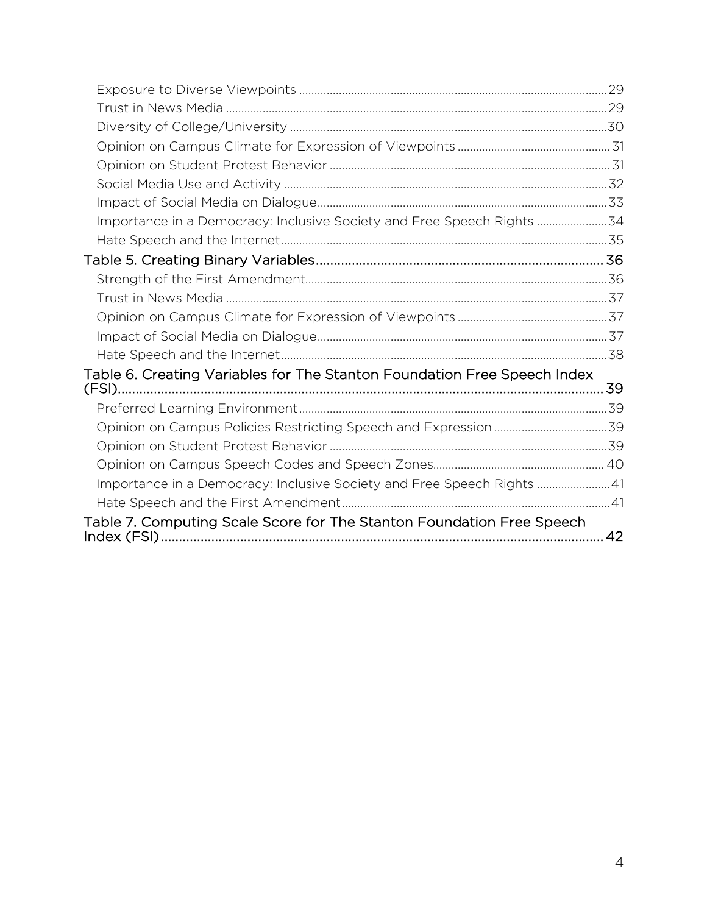- Exposure to Diverse Viewpoints ........ 29
- Trust in News Media ........ 29
- Diversity of College/University ........ 30
- Opinion on Campus Climate for Expression of Viewpoints ........ 31
- Opinion on Student Protest Behavior ........ 31
- Social Media Use and Activity ........ 32
- Impact of Social Media on Dialogue ........ 33
- Importance in a Democracy: Inclusive Society and Free Speech Rights ........ 34
- Hate Speech and the Internet ........ 35

Table 5. Creating Binary Variables ........ 36

- Strength of the First Amendment ........ 36
- Trust in News Media ........ 37
- Opinion on Campus Climate for Expression of Viewpoints ........ 37
- Impact of Social Media on Dialogue ........ 37
- Hate Speech and the Internet ........ 38

Table 6. Creating Variables for The Stanton Foundation Free Speech Index (FSI) ........ 39

- Preferred Learning Environment ........ 39
- Opinion on Campus Policies Restricting Speech and Expression ........ 39
- Opinion on Student Protest Behavior ........ 39
- Opinion on Campus Speech Codes and Speech Zones ........ 40
- Importance in a Democracy: Inclusive Society and Free Speech Rights ........ 41
- Hate Speech and the First Amendment ........ 41

Table 7. Computing Scale Score for The Stanton Foundation Free Speech Index (FSI) ........ 42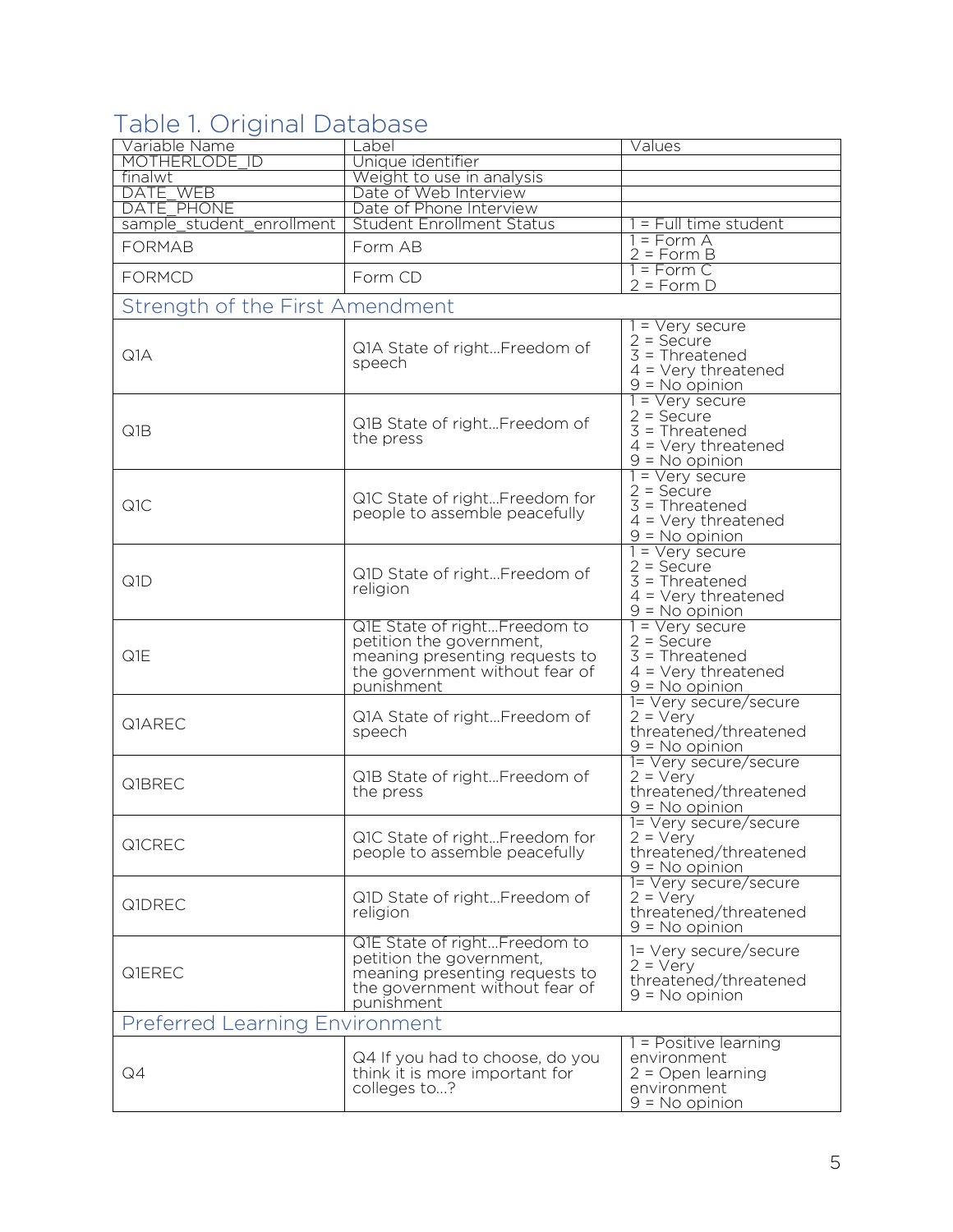## Table 1. Original Database

| Variable Name | Label | Values |
|---|---|---|
| MOTHERLODE_ID | Unique identifier | |
| finalwt | Weight to use in analysis | |
| DATE_WEB | Date of Web Interview | |
| DATE_PHONE | Date of Phone Interview | |
| sample_student_enrollment | Student Enrollment Status | 1 = Full time student |
| FORMAB | Form AB | 1 = Form A<br>2 = Form B |
| FORMCD | Form CD | 1 = Form C<br>2 = Form D |
| **Strength of the First Amendment** | | |
| Q1A | Q1A State of right...Freedom of speech | 1 = Very secure<br>2 = Secure<br>3 = Threatened<br>4 = Very threatened<br>9 = No opinion |
| Q1B | Q1B State of right...Freedom of the press | 1 = Very secure<br>2 = Secure<br>3 = Threatened<br>4 = Very threatened<br>9 = No opinion |
| Q1C | Q1C State of right...Freedom for people to assemble peacefully | 1 = Very secure<br>2 = Secure<br>3 = Threatened<br>4 = Very threatened<br>9 = No opinion |
| Q1D | Q1D State of right...Freedom of religion | 1 = Very secure<br>2 = Secure<br>3 = Threatened<br>4 = Very threatened<br>9 = No opinion |
| Q1E | Q1E State of right...Freedom to petition the government, meaning presenting requests to the government without fear of punishment | 1 = Very secure<br>2 = Secure<br>3 = Threatened<br>4 = Very threatened<br>9 = No opinion |
| Q1AREC | Q1A State of right...Freedom of speech | 1= Very secure/secure<br>2 = Very threatened/threatened<br>9 = No opinion |
| Q1BREC | Q1B State of right...Freedom of the press | 1= Very secure/secure<br>2 = Very threatened/threatened<br>9 = No opinion |
| Q1CREC | Q1C State of right...Freedom for people to assemble peacefully | 1= Very secure/secure<br>2 = Very threatened/threatened<br>9 = No opinion |
| Q1DREC | Q1D State of right...Freedom of religion | 1= Very secure/secure<br>2 = Very threatened/threatened<br>9 = No opinion |
| Q1EREC | Q1E State of right...Freedom to petition the government, meaning presenting requests to the government without fear of punishment | 1= Very secure/secure<br>2 = Very threatened/threatened<br>9 = No opinion |
| **Preferred Learning Environment** | | |
| Q4 | Q4 If you had to choose, do you think it is more important for colleges to...? | 1 = Positive learning environment<br>2 = Open learning environment<br>9 = No opinion |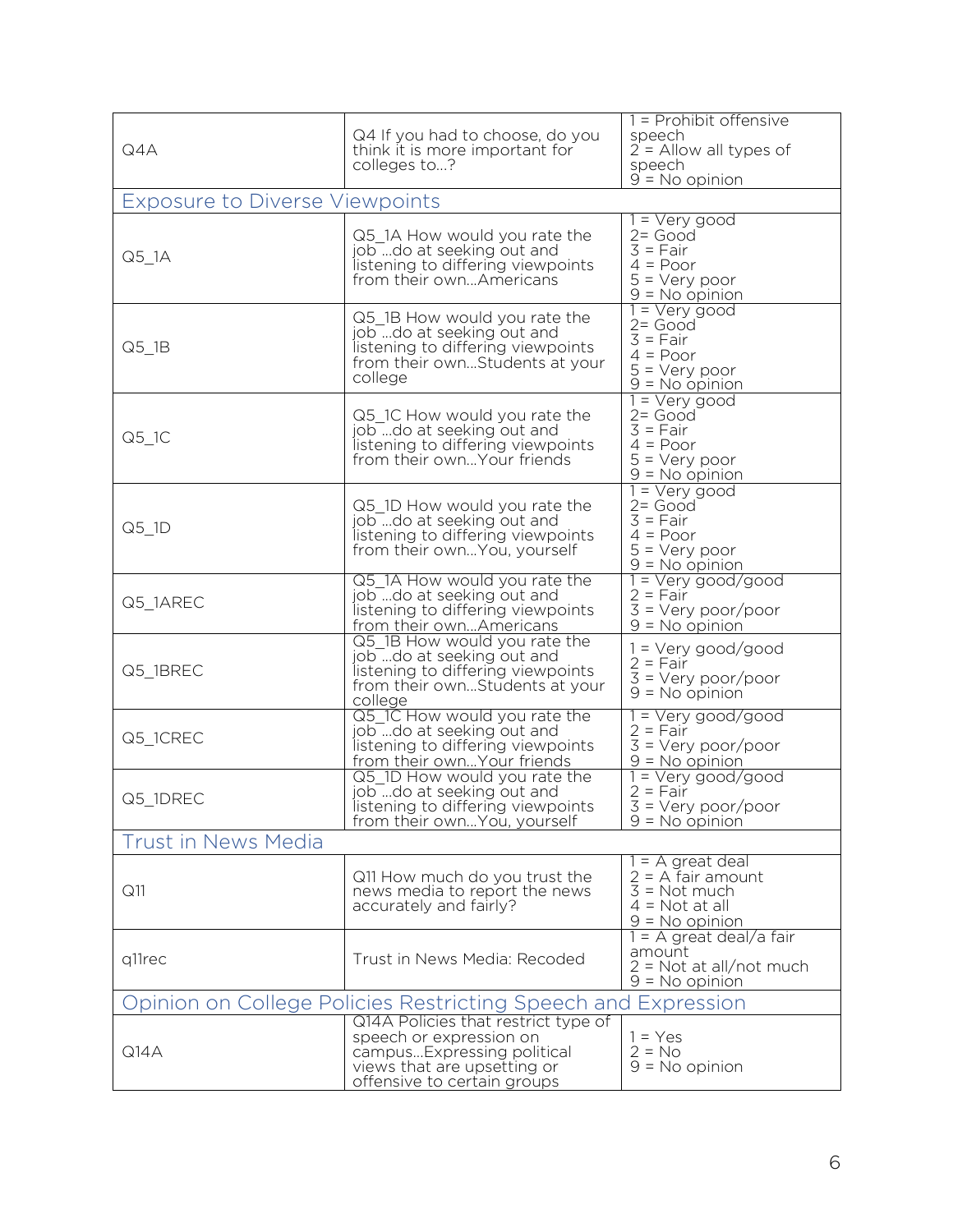| | | |
|---|---|---|
| Q4A | Q4 If you had to choose, do you think it is more important for colleges to...? | 1 = Prohibit offensive speech<br>2 = Allow all types of speech<br>9 = No opinion |
| **Exposure to Diverse Viewpoints** | | |
| Q5_1A | Q5_1A How would you rate the job ...do at seeking out and listening to differing viewpoints from their own...Americans | 1 = Very good<br>2= Good<br>3 = Fair<br>4 = Poor<br>5 = Very poor<br>9 = No opinion |
| Q5_1B | Q5_1B How would you rate the job ...do at seeking out and listening to differing viewpoints from their own...Students at your college | 1 = Very good<br>2= Good<br>3 = Fair<br>4 = Poor<br>5 = Very poor<br>9 = No opinion |
| Q5_1C | Q5_1C How would you rate the job ...do at seeking out and listening to differing viewpoints from their own...Your friends | 1 = Very good<br>2= Good<br>3 = Fair<br>4 = Poor<br>5 = Very poor<br>9 = No opinion |
| Q5_1D | Q5_1D How would you rate the job ...do at seeking out and listening to differing viewpoints from their own...You, yourself | 1 = Very good<br>2= Good<br>3 = Fair<br>4 = Poor<br>5 = Very poor<br>9 = No opinion |
| Q5_1AREC | Q5_1A How would you rate the job ...do at seeking out and listening to differing viewpoints from their own...Americans | 1 = Very good/good<br>2 = Fair<br>3 = Very poor/poor<br>9 = No opinion |
| Q5_1BREC | Q5_1B How would you rate the job ...do at seeking out and listening to differing viewpoints from their own...Students at your college | 1 = Very good/good<br>2 = Fair<br>3 = Very poor/poor<br>9 = No opinion |
| Q5_1CREC | Q5_1C How would you rate the job ...do at seeking out and listening to differing viewpoints from their own...Your friends | 1 = Very good/good<br>2 = Fair<br>3 = Very poor/poor<br>9 = No opinion |
| Q5_1DREC | Q5_1D How would you rate the job ...do at seeking out and listening to differing viewpoints from their own...You, yourself | 1 = Very good/good<br>2 = Fair<br>3 = Very poor/poor<br>9 = No opinion |
| **Trust in News Media** | | |
| Q11 | Q11 How much do you trust the news media to report the news accurately and fairly? | 1 = A great deal<br>2 = A fair amount<br>3 = Not much<br>4 = Not at all<br>9 = No opinion |
| q11rec | Trust in News Media: Recoded | 1 = A great deal/a fair amount<br>2 = Not at all/not much<br>9 = No opinion |
| **Opinion on College Policies Restricting Speech and Expression** | | |
| Q14A | Q14A Policies that restrict type of speech or expression on campus...Expressing political views that are upsetting or offensive to certain groups | 1 = Yes<br>2 = No<br>9 = No opinion |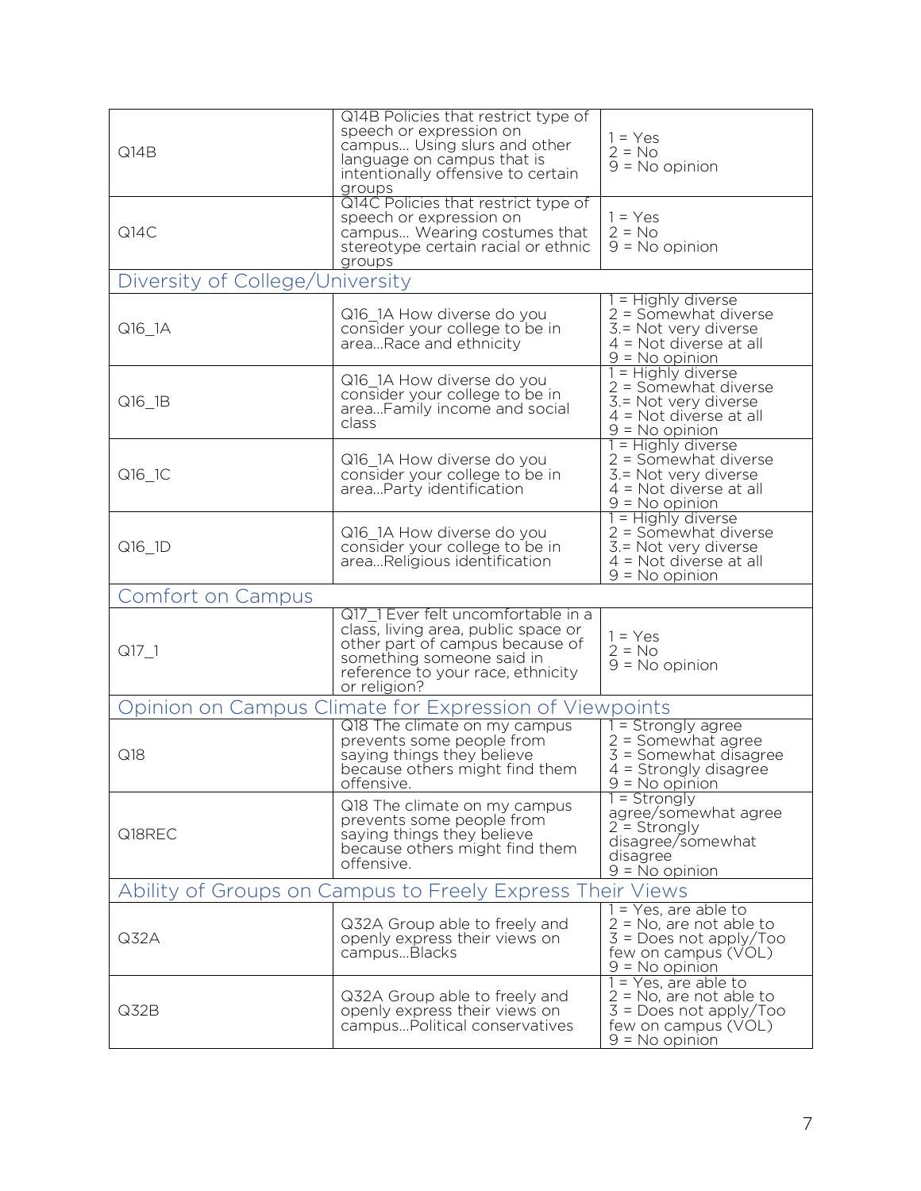| | | |
|---|---|---|
| Q14B | Q14B Policies that restrict type of speech or expression on campus… Using slurs and other language on campus that is intentionally offensive to certain groups | 1 = Yes<br>2 = No<br>9 = No opinion |
| Q14C | Q14C Policies that restrict type of speech or expression on campus… Wearing costumes that stereotype certain racial or ethnic groups | 1 = Yes<br>2 = No<br>9 = No opinion |
| **Diversity of College/University** | | |
| Q16_1A | Q16_1A How diverse do you consider your college to be in area…Race and ethnicity | 1 = Highly diverse<br>2 = Somewhat diverse<br>3.= Not very diverse<br>4 = Not diverse at all<br>9 = No opinion |
| Q16_1B | Q16_1A How diverse do you consider your college to be in area…Family income and social class | 1 = Highly diverse<br>2 = Somewhat diverse<br>3.= Not very diverse<br>4 = Not diverse at all<br>9 = No opinion |
| Q16_1C | Q16_1A How diverse do you consider your college to be in area…Party identification | 1 = Highly diverse<br>2 = Somewhat diverse<br>3.= Not very diverse<br>4 = Not diverse at all<br>9 = No opinion |
| Q16_1D | Q16_1A How diverse do you consider your college to be in area…Religious identification | 1 = Highly diverse<br>2 = Somewhat diverse<br>3.= Not very diverse<br>4 = Not diverse at all<br>9 = No opinion |
| **Comfort on Campus** | | |
| Q17_1 | Q17_1 Ever felt uncomfortable in a class, living area, public space or other part of campus because of something someone said in reference to your race, ethnicity or religion? | 1 = Yes<br>2 = No<br>9 = No opinion |
| **Opinion on Campus Climate for Expression of Viewpoints** | | |
| Q18 | Q18 The climate on my campus prevents some people from saying things they believe because others might find them offensive. | 1 = Strongly agree<br>2 = Somewhat agree<br>3 = Somewhat disagree<br>4 = Strongly disagree<br>9 = No opinion |
| Q18REC | Q18 The climate on my campus prevents some people from saying things they believe because others might find them offensive. | 1 = Strongly agree/somewhat agree<br>2 = Strongly disagree/somewhat disagree<br>9 = No opinion |
| **Ability of Groups on Campus to Freely Express Their Views** | | |
| Q32A | Q32A Group able to freely and openly express their views on campus…Blacks | 1 = Yes, are able to<br>2 = No, are not able to<br>3 = Does not apply/Too few on campus (VOL)<br>9 = No opinion |
| Q32B | Q32A Group able to freely and openly express their views on campus…Political conservatives | 1 = Yes, are able to<br>2 = No, are not able to<br>3 = Does not apply/Too few on campus (VOL)<br>9 = No opinion |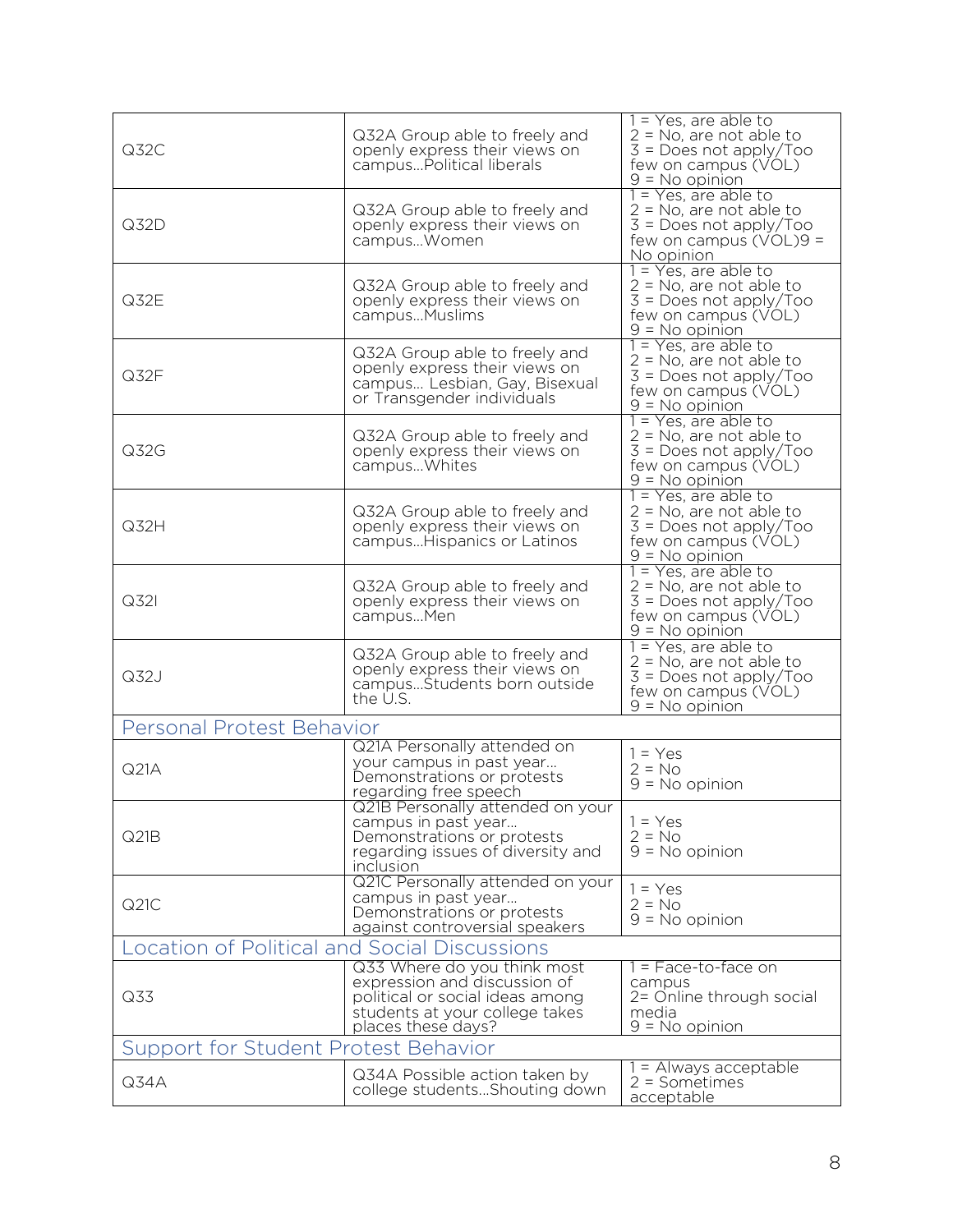| | | |
|---|---|---|
| Q32C | Q32A Group able to freely and openly express their views on campus…Political liberals | 1 = Yes, are able to<br>2 = No, are not able to<br>3 = Does not apply/Too few on campus (VOL)<br>9 = No opinion |
| Q32D | Q32A Group able to freely and openly express their views on campus…Women | 1 = Yes, are able to<br>2 = No, are not able to<br>3 = Does not apply/Too few on campus (VOL)9 = No opinion |
| Q32E | Q32A Group able to freely and openly express their views on campus…Muslims | 1 = Yes, are able to<br>2 = No, are not able to<br>3 = Does not apply/Too few on campus (VOL)<br>9 = No opinion |
| Q32F | Q32A Group able to freely and openly express their views on campus… Lesbian, Gay, Bisexual or Transgender individuals | 1 = Yes, are able to<br>2 = No, are not able to<br>3 = Does not apply/Too few on campus (VOL)<br>9 = No opinion |
| Q32G | Q32A Group able to freely and openly express their views on campus…Whites | 1 = Yes, are able to<br>2 = No, are not able to<br>3 = Does not apply/Too few on campus (VOL)<br>9 = No opinion |
| Q32H | Q32A Group able to freely and openly express their views on campus…Hispanics or Latinos | 1 = Yes, are able to<br>2 = No, are not able to<br>3 = Does not apply/Too few on campus (VOL)<br>9 = No opinion |
| Q32I | Q32A Group able to freely and openly express their views on campus…Men | 1 = Yes, are able to<br>2 = No, are not able to<br>3 = Does not apply/Too few on campus (VOL)<br>9 = No opinion |
| Q32J | Q32A Group able to freely and openly express their views on campus…Students born outside the U.S. | 1 = Yes, are able to<br>2 = No, are not able to<br>3 = Does not apply/Too few on campus (VOL)<br>9 = No opinion |
| **Personal Protest Behavior** | | |
| Q21A | Q21A Personally attended on your campus in past year… Demonstrations or protests regarding free speech | 1 = Yes<br>2 = No<br>9 = No opinion |
| Q21B | Q21B Personally attended on your campus in past year… Demonstrations or protests regarding issues of diversity and inclusion | 1 = Yes<br>2 = No<br>9 = No opinion |
| Q21C | Q21C Personally attended on your campus in past year… Demonstrations or protests against controversial speakers | 1 = Yes<br>2 = No<br>9 = No opinion |
| **Location of Political and Social Discussions** | | |
| Q33 | Q33 Where do you think most expression and discussion of political or social ideas among students at your college takes places these days? | 1 = Face-to-face on campus<br>2= Online through social media<br>9 = No opinion |
| **Support for Student Protest Behavior** | | |
| Q34A | Q34A Possible action taken by college students…Shouting down | 1 = Always acceptable<br>2 = Sometimes acceptable |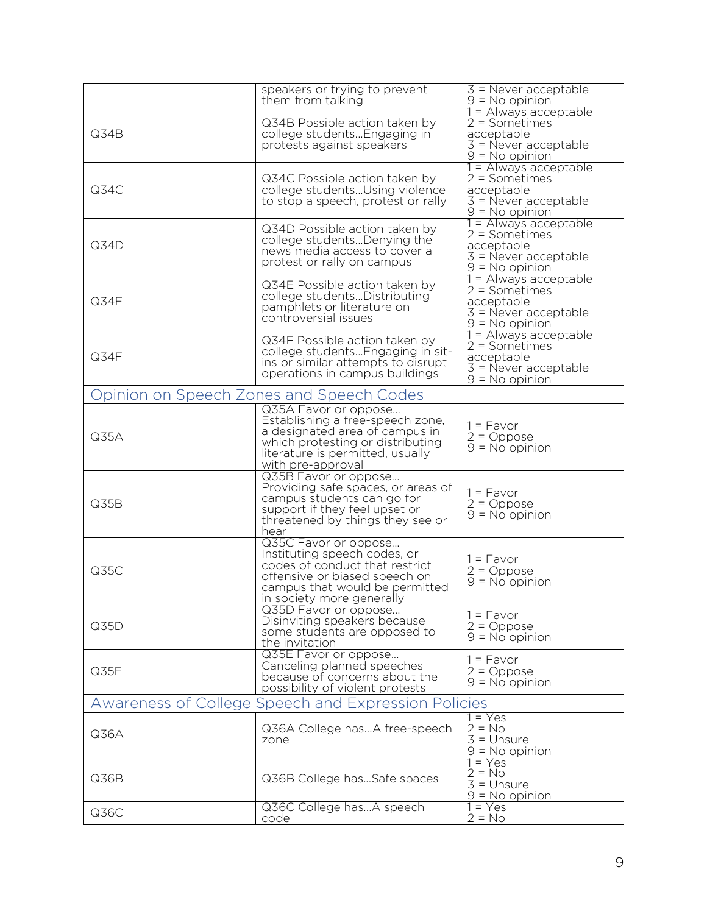|  | speakers or trying to prevent them from talking | 3 = Never acceptable<br>9 = No opinion |
|---|---|---|
| Q34B | Q34B Possible action taken by college students…Engaging in protests against speakers | 1 = Always acceptable<br>2 = Sometimes acceptable<br>3 = Never acceptable<br>9 = No opinion |
| Q34C | Q34C Possible action taken by college students…Using violence to stop a speech, protest or rally | 1 = Always acceptable<br>2 = Sometimes acceptable<br>3 = Never acceptable<br>9 = No opinion |
| Q34D | Q34D Possible action taken by college students…Denying the news media access to cover a protest or rally on campus | 1 = Always acceptable<br>2 = Sometimes acceptable<br>3 = Never acceptable<br>9 = No opinion |
| Q34E | Q34E Possible action taken by college students…Distributing pamphlets or literature on controversial issues | 1 = Always acceptable<br>2 = Sometimes acceptable<br>3 = Never acceptable<br>9 = No opinion |
| Q34F | Q34F Possible action taken by college students…Engaging in sit-ins or similar attempts to disrupt operations in campus buildings | 1 = Always acceptable<br>2 = Sometimes acceptable<br>3 = Never acceptable<br>9 = No opinion |
| **Opinion on Speech Zones and Speech Codes** | | |
| Q35A | Q35A Favor or oppose… Establishing a free-speech zone, a designated area of campus in which protesting or distributing literature is permitted, usually with pre-approval | 1 = Favor<br>2 = Oppose<br>9 = No opinion |
| Q35B | Q35B Favor or oppose… Providing safe spaces, or areas of campus students can go for support if they feel upset or threatened by things they see or hear | 1 = Favor<br>2 = Oppose<br>9 = No opinion |
| Q35C | Q35C Favor or oppose… Instituting speech codes, or codes of conduct that restrict offensive or biased speech on campus that would be permitted in society more generally | 1 = Favor<br>2 = Oppose<br>9 = No opinion |
| Q35D | Q35D Favor or oppose… Disinviting speakers because some students are opposed to the invitation | 1 = Favor<br>2 = Oppose<br>9 = No opinion |
| Q35E | Q35E Favor or oppose… Canceling planned speeches because of concerns about the possibility of violent protests | 1 = Favor<br>2 = Oppose<br>9 = No opinion |
| **Awareness of College Speech and Expression Policies** | | |
| Q36A | Q36A College has…A free-speech zone | 1 = Yes<br>2 = No<br>3 = Unsure<br>9 = No opinion |
| Q36B | Q36B College has…Safe spaces | 1 = Yes<br>2 = No<br>3 = Unsure<br>9 = No opinion |
| Q36C | Q36C College has…A speech code | 1 = Yes<br>2 = No |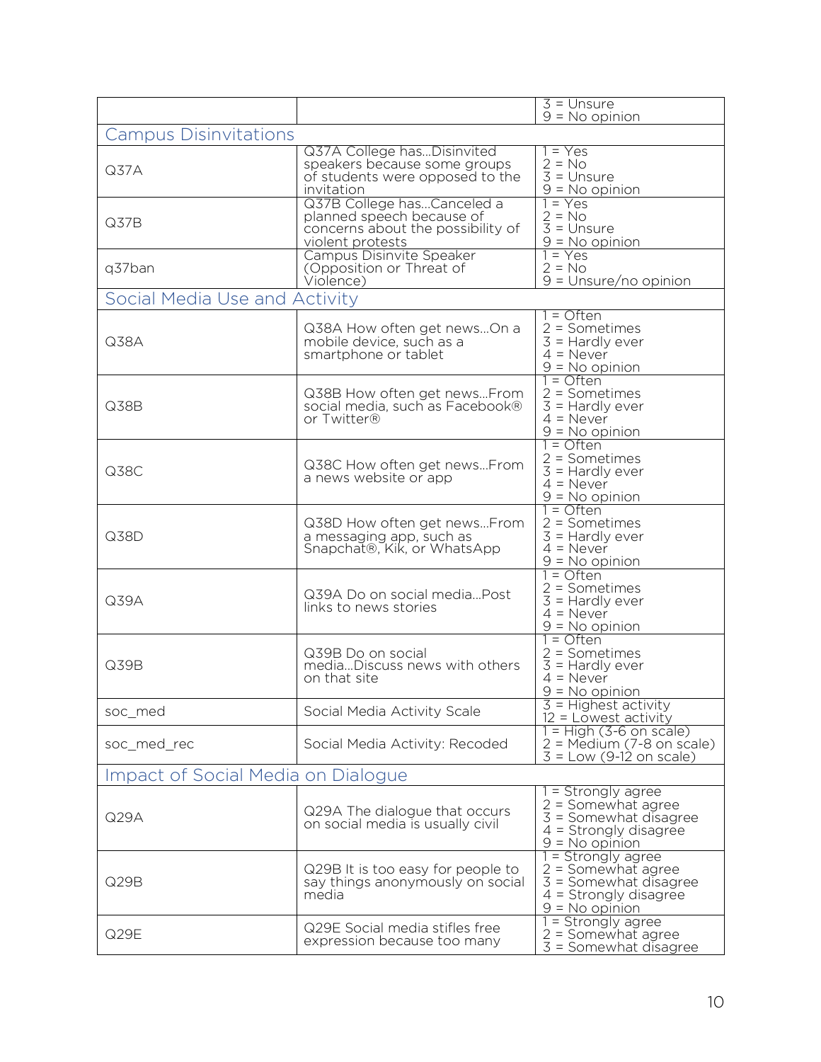| | | |
|---|---|---|
| | | 3 = Unsure<br>9 = No opinion |
| **Campus Disinvitations** | | |
| Q37A | Q37A College has...Disinvited speakers because some groups of students were opposed to the invitation | 1 = Yes<br>2 = No<br>3 = Unsure<br>9 = No opinion |
| Q37B | Q37B College has...Canceled a planned speech because of concerns about the possibility of violent protests | 1 = Yes<br>2 = No<br>3 = Unsure<br>9 = No opinion |
| q37ban | Campus Disinvite Speaker (Opposition or Threat of Violence) | 1 = Yes<br>2 = No<br>9 = Unsure/no opinion |
| **Social Media Use and Activity** | | |
| Q38A | Q38A How often get news...On a mobile device, such as a smartphone or tablet | 1 = Often<br>2 = Sometimes<br>3 = Hardly ever<br>4 = Never<br>9 = No opinion |
| Q38B | Q38B How often get news...From social media, such as Facebook® or Twitter® | 1 = Often<br>2 = Sometimes<br>3 = Hardly ever<br>4 = Never<br>9 = No opinion |
| Q38C | Q38C How often get news...From a news website or app | 1 = Often<br>2 = Sometimes<br>3 = Hardly ever<br>4 = Never<br>9 = No opinion |
| Q38D | Q38D How often get news...From a messaging app, such as Snapchat®, Kik, or WhatsApp | 1 = Often<br>2 = Sometimes<br>3 = Hardly ever<br>4 = Never<br>9 = No opinion |
| Q39A | Q39A Do on social media...Post links to news stories | 1 = Often<br>2 = Sometimes<br>3 = Hardly ever<br>4 = Never<br>9 = No opinion |
| Q39B | Q39B Do on social media...Discuss news with others on that site | 1 = Often<br>2 = Sometimes<br>3 = Hardly ever<br>4 = Never<br>9 = No opinion |
| soc_med | Social Media Activity Scale | 3 = Highest activity<br>12 = Lowest activity |
| soc_med_rec | Social Media Activity: Recoded | 1 = High (3-6 on scale)<br>2 = Medium (7-8 on scale)<br>3 = Low (9-12 on scale) |
| **Impact of Social Media on Dialogue** | | |
| Q29A | Q29A The dialogue that occurs on social media is usually civil | 1 = Strongly agree<br>2 = Somewhat agree<br>3 = Somewhat disagree<br>4 = Strongly disagree<br>9 = No opinion |
| Q29B | Q29B It is too easy for people to say things anonymously on social media | 1 = Strongly agree<br>2 = Somewhat agree<br>3 = Somewhat disagree<br>4 = Strongly disagree<br>9 = No opinion |
| Q29E | Q29E Social media stifles free expression because too many | 1 = Strongly agree<br>2 = Somewhat agree<br>3 = Somewhat disagree |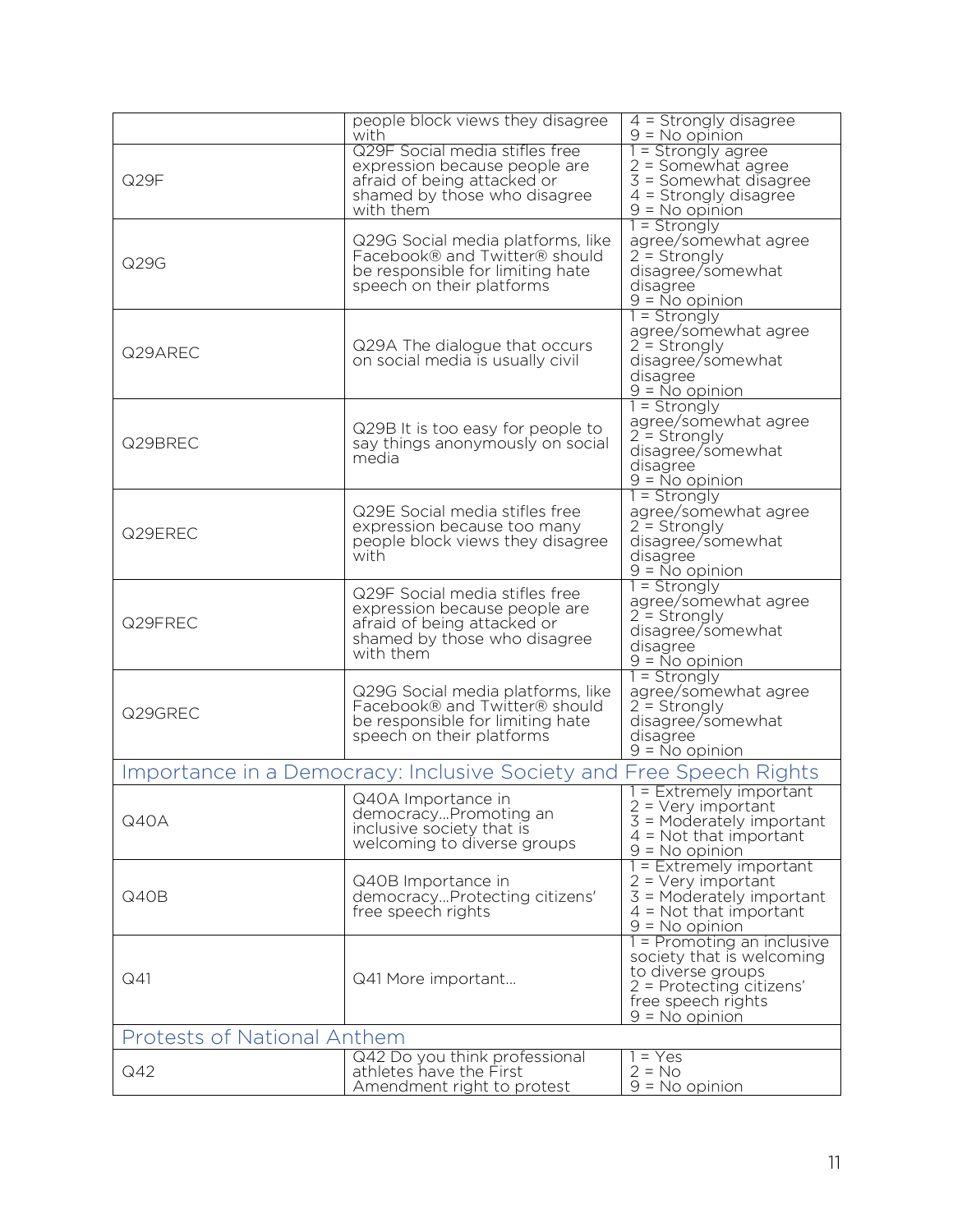| | | |
|---|---|---|
| | people block views they disagree with | 4 = Strongly disagree<br>9 = No opinion |
| Q29F | Q29F Social media stifles free expression because people are afraid of being attacked or shamed by those who disagree with them | 1 = Strongly agree<br>2 = Somewhat agree<br>3 = Somewhat disagree<br>4 = Strongly disagree<br>9 = No opinion |
| Q29G | Q29G Social media platforms, like Facebook® and Twitter® should be responsible for limiting hate speech on their platforms | 1 = Strongly agree/somewhat agree<br>2 = Strongly disagree/somewhat disagree<br>9 = No opinion |
| Q29AREC | Q29A The dialogue that occurs on social media is usually civil | 1 = Strongly agree/somewhat agree<br>2 = Strongly disagree/somewhat disagree<br>9 = No opinion |
| Q29BREC | Q29B It is too easy for people to say things anonymously on social media | 1 = Strongly agree/somewhat agree<br>2 = Strongly disagree/somewhat disagree<br>9 = No opinion |
| Q29EREC | Q29E Social media stifles free expression because too many people block views they disagree with | 1 = Strongly agree/somewhat agree<br>2 = Strongly disagree/somewhat disagree<br>9 = No opinion |
| Q29FREC | Q29F Social media stifles free expression because people are afraid of being attacked or shamed by those who disagree with them | 1 = Strongly agree/somewhat agree<br>2 = Strongly disagree/somewhat disagree<br>9 = No opinion |
| Q29GREC | Q29G Social media platforms, like Facebook® and Twitter® should be responsible for limiting hate speech on their platforms | 1 = Strongly agree/somewhat agree<br>2 = Strongly disagree/somewhat disagree<br>9 = No opinion |
| **Importance in a Democracy: Inclusive Society and Free Speech Rights** | | |
| Q40A | Q40A Importance in democracy…Promoting an inclusive society that is welcoming to diverse groups | 1 = Extremely important<br>2 = Very important<br>3 = Moderately important<br>4 = Not that important<br>9 = No opinion |
| Q40B | Q40B Importance in democracy…Protecting citizens' free speech rights | 1 = Extremely important<br>2 = Very important<br>3 = Moderately important<br>4 = Not that important<br>9 = No opinion |
| Q41 | Q41 More important… | 1 = Promoting an inclusive society that is welcoming to diverse groups<br>2 = Protecting citizens' free speech rights<br>9 = No opinion |
| **Protests of National Anthem** | | |
| Q42 | Q42 Do you think professional athletes have the First Amendment right to protest | 1 = Yes<br>2 = No<br>9 = No opinion |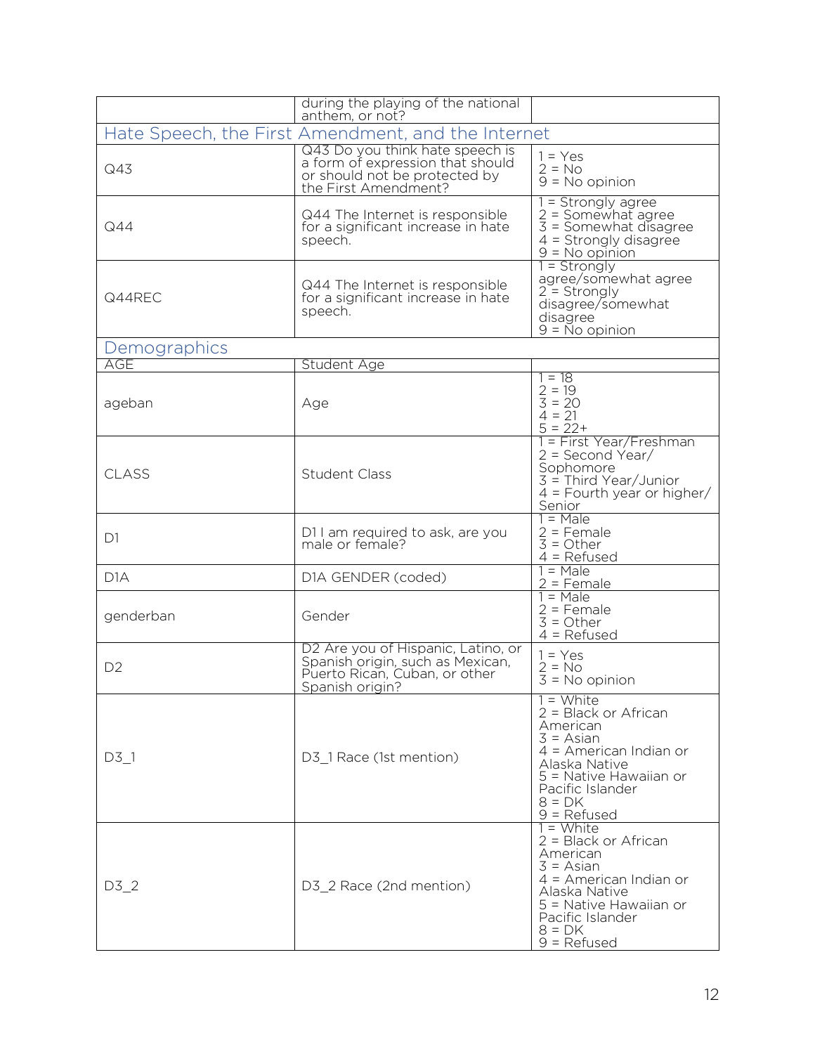| | | |
|---|---|---|
| | during the playing of the national anthem, or not? | |
| **Hate Speech, the First Amendment, and the Internet** | | |
| Q43 | Q43 Do you think hate speech is a form of expression that should or should not be protected by the First Amendment? | 1 = Yes<br>2 = No<br>9 = No opinion |
| Q44 | Q44 The Internet is responsible for a significant increase in hate speech. | 1 = Strongly agree<br>2 = Somewhat agree<br>3 = Somewhat disagree<br>4 = Strongly disagree<br>9 = No opinion |
| Q44REC | Q44 The Internet is responsible for a significant increase in hate speech. | 1 = Strongly agree/somewhat agree<br>2 = Strongly disagree/somewhat disagree<br>9 = No opinion |
| **Demographics** | | |
| AGE | Student Age | |
| ageban | Age | 1 = 18<br>2 = 19<br>3 = 20<br>4 = 21<br>5 = 22+ |
| CLASS | Student Class | 1 = First Year/Freshman<br>2 = Second Year/ Sophomore<br>3 = Third Year/Junior<br>4 = Fourth year or higher/ Senior |
| D1 | D1 I am required to ask, are you male or female? | 1 = Male<br>2 = Female<br>3 = Other<br>4 = Refused |
| D1A | D1A GENDER (coded) | 1 = Male<br>2 = Female |
| genderban | Gender | 1 = Male<br>2 = Female<br>3 = Other<br>4 = Refused |
| D2 | D2 Are you of Hispanic, Latino, or Spanish origin, such as Mexican, Puerto Rican, Cuban, or other Spanish origin? | 1 = Yes<br>2 = No<br>3 = No opinion |
| D3_1 | D3_1 Race (1st mention) | 1 = White<br>2 = Black or African American<br>3 = Asian<br>4 = American Indian or Alaska Native<br>5 = Native Hawaiian or Pacific Islander<br>8 = DK<br>9 = Refused |
| D3_2 | D3_2 Race (2nd mention) | 1 = White<br>2 = Black or African American<br>3 = Asian<br>4 = American Indian or Alaska Native<br>5 = Native Hawaiian or Pacific Islander<br>8 = DK<br>9 = Refused |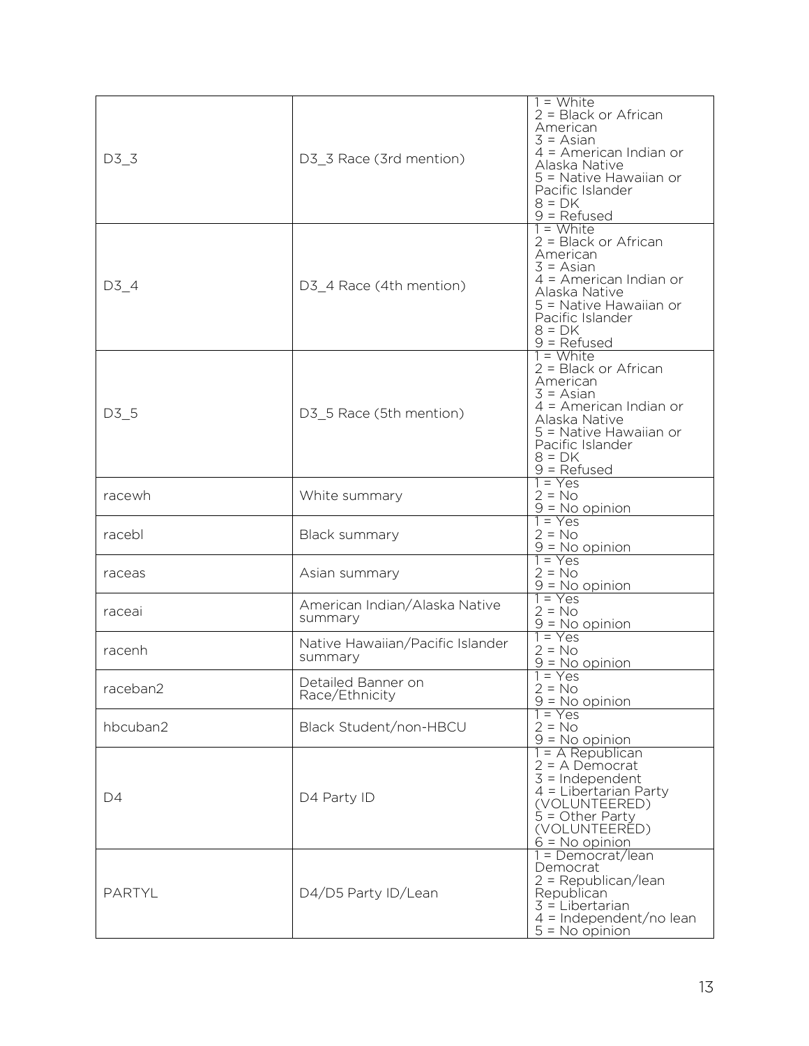| | | |
|---|---|---|
| D3_3 | D3_3 Race (3rd mention) | 1 = White<br>2 = Black or African American<br>3 = Asian<br>4 = American Indian or Alaska Native<br>5 = Native Hawaiian or Pacific Islander<br>8 = DK<br>9 = Refused |
| D3_4 | D3_4 Race (4th mention) | 1 = White<br>2 = Black or African American<br>3 = Asian<br>4 = American Indian or Alaska Native<br>5 = Native Hawaiian or Pacific Islander<br>8 = DK<br>9 = Refused |
| D3_5 | D3_5 Race (5th mention) | 1 = White<br>2 = Black or African American<br>3 = Asian<br>4 = American Indian or Alaska Native<br>5 = Native Hawaiian or Pacific Islander<br>8 = DK<br>9 = Refused |
| racewh | White summary | 1 = Yes<br>2 = No<br>9 = No opinion |
| racebl | Black summary | 1 = Yes<br>2 = No<br>9 = No opinion |
| raceas | Asian summary | 1 = Yes<br>2 = No<br>9 = No opinion |
| raceai | American Indian/Alaska Native summary | 1 = Yes<br>2 = No<br>9 = No opinion |
| racenh | Native Hawaiian/Pacific Islander summary | 1 = Yes<br>2 = No<br>9 = No opinion |
| raceban2 | Detailed Banner on Race/Ethnicity | 1 = Yes<br>2 = No<br>9 = No opinion |
| hbcuban2 | Black Student/non-HBCU | 1 = Yes<br>2 = No<br>9 = No opinion |
| D4 | D4 Party ID | 1 = A Republican<br>2 = A Democrat<br>3 = Independent<br>4 = Libertarian Party (VOLUNTEERED)<br>5 = Other Party (VOLUNTEERED)<br>6 = No opinion |
| PARTYL | D4/D5 Party ID/Lean | 1 = Democrat/lean Democrat<br>2 = Republican/lean Republican<br>3 = Libertarian<br>4 = Independent/no lean<br>5 = No opinion |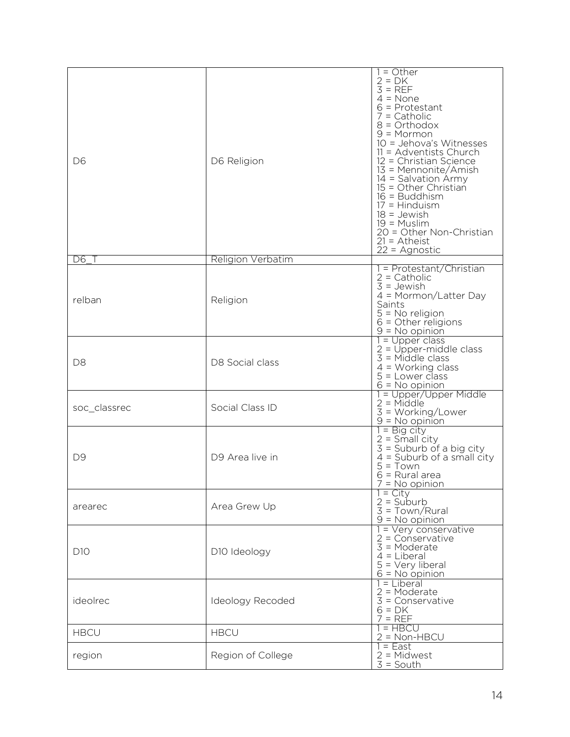| | | |
|---|---|---|
| D6 | D6 Religion | 1 = Other<br>2 = DK<br>3 = REF<br>4 = None<br>6 = Protestant<br>7 = Catholic<br>8 = Orthodox<br>9 = Mormon<br>10 = Jehova's Witnesses<br>11 = Adventists Church<br>12 = Christian Science<br>13 = Mennonite/Amish<br>14 = Salvation Army<br>15 = Other Christian<br>16 = Buddhism<br>17 = Hinduism<br>18 = Jewish<br>19 = Muslim<br>20 = Other Non-Christian<br>21 = Atheist<br>22 = Agnostic |
| D6_T | Religion Verbatim | |
| relban | Religion | 1 = Protestant/Christian<br>2 = Catholic<br>3 = Jewish<br>4 = Mormon/Latter Day Saints<br>5 = No religion<br>6 = Other religions<br>9 = No opinion |
| D8 | D8 Social class | 1 = Upper class<br>2 = Upper-middle class<br>3 = Middle class<br>4 = Working class<br>5 = Lower class<br>6 = No opinion |
| soc_classrec | Social Class ID | 1 = Upper/Upper Middle<br>2 = Middle<br>3 = Working/Lower<br>9 = No opinion |
| D9 | D9 Area live in | 1 = Big city<br>2 = Small city<br>3 = Suburb of a big city<br>4 = Suburb of a small city<br>5 = Town<br>6 = Rural area<br>7 = No opinion |
| arearec | Area Grew Up | 1 = City<br>2 = Suburb<br>3 = Town/Rural<br>9 = No opinion |
| D10 | D10 Ideology | 1 = Very conservative<br>2 = Conservative<br>3 = Moderate<br>4 = Liberal<br>5 = Very liberal<br>6 = No opinion |
| ideolrec | Ideology Recoded | 1 = Liberal<br>2 = Moderate<br>3 = Conservative<br>6 = DK<br>7 = REF |
| HBCU | HBCU | 1 = HBCU<br>2 = Non-HBCU |
| region | Region of College | 1 = East<br>2 = Midwest<br>3 = South |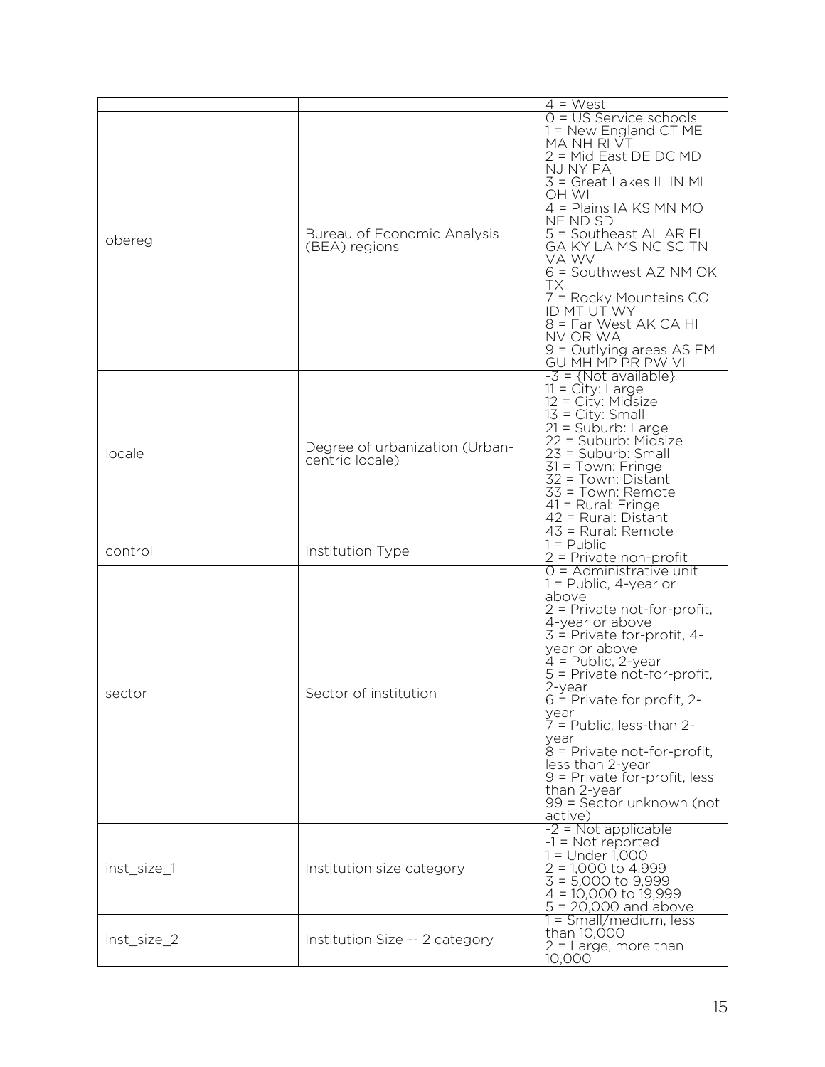| | | |
|---|---|---|
| | | 4 = West |
| obereg | Bureau of Economic Analysis (BEA) regions | 0 = US Service schools<br>1 = New England CT ME MA NH RI VT<br>2 = Mid East DE DC MD NJ NY PA<br>3 = Great Lakes IL IN MI OH WI<br>4 = Plains IA KS MN MO NE ND SD<br>5 = Southeast AL AR FL GA KY LA MS NC SC TN VA WV<br>6 = Southwest AZ NM OK TX<br>7 = Rocky Mountains CO ID MT UT WY<br>8 = Far West AK CA HI NV OR WA<br>9 = Outlying areas AS FM GU MH MP PR PW VI |
| locale | Degree of urbanization (Urban-centric locale) | -3 = {Not available}<br>11 = City: Large<br>12 = City: Midsize<br>13 = City: Small<br>21 = Suburb: Large<br>22 = Suburb: Midsize<br>23 = Suburb: Small<br>31 = Town: Fringe<br>32 = Town: Distant<br>33 = Town: Remote<br>41 = Rural: Fringe<br>42 = Rural: Distant<br>43 = Rural: Remote |
| control | Institution Type | 1 = Public<br>2 = Private non-profit |
| sector | Sector of institution | 0 = Administrative unit<br>1 = Public, 4-year or above<br>2 = Private not-for-profit, 4-year or above<br>3 = Private for-profit, 4-year or above<br>4 = Public, 2-year<br>5 = Private not-for-profit, 2-year<br>6 = Private for profit, 2-year<br>7 = Public, less-than 2-year<br>8 = Private not-for-profit, less than 2-year<br>9 = Private for-profit, less than 2-year<br>99 = Sector unknown (not active) |
| inst_size_1 | Institution size category | -2 = Not applicable<br>-1 = Not reported<br>1 = Under 1,000<br>2 = 1,000 to 4,999<br>3 = 5,000 to 9,999<br>4 = 10,000 to 19,999<br>5 = 20,000 and above |
| inst_size_2 | Institution Size -- 2 category | 1 = Small/medium, less than 10,000<br>2 = Large, more than 10,000 |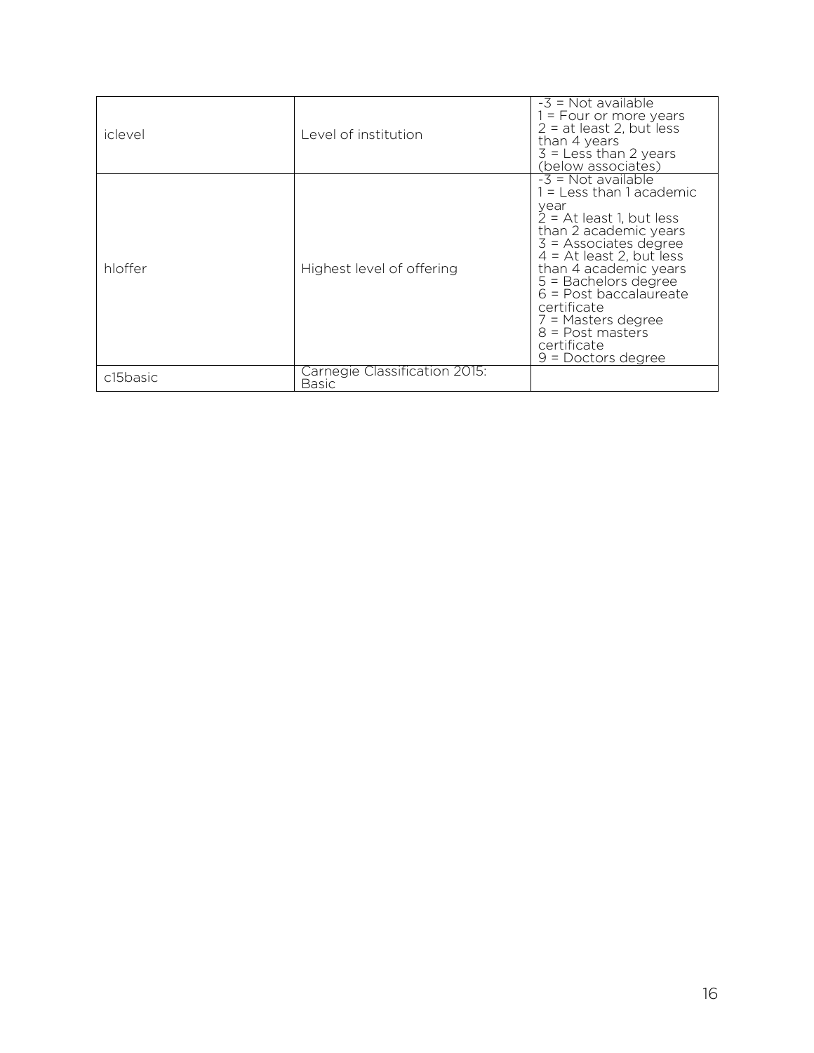| | | |
|---|---|---|
| iclevel | Level of institution | -3 = Not available<br>1 = Four or more years<br>2 = at least 2, but less than 4 years<br>3 = Less than 2 years (below associates) |
| hloffer | Highest level of offering | -3 = Not available<br>1 = Less than 1 academic year<br>2 = At least 1, but less than 2 academic years<br>3 = Associates degree<br>4 = At least 2, but less than 4 academic years<br>5 = Bachelors degree<br>6 = Post baccalaureate certificate<br>7 = Masters degree<br>8 = Post masters certificate<br>9 = Doctors degree |
| c15basic | Carnegie Classification 2015: Basic | |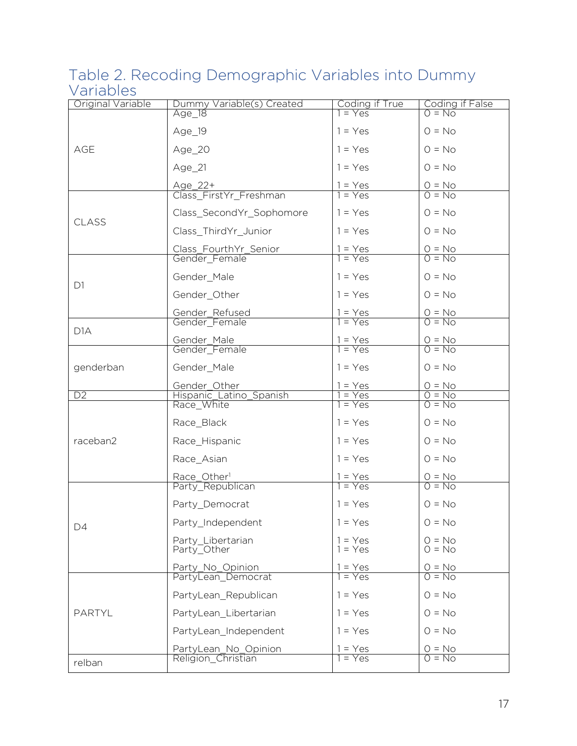## Table 2. Recoding Demographic Variables into Dummy Variables

| Original Variable | Dummy Variable(s) Created | Coding if True | Coding if False |
|---|---|---|---|
| AGE | Age_18 | 1 = Yes | 0 = No |
| | Age_19 | 1 = Yes | 0 = No |
| | Age_20 | 1 = Yes | 0 = No |
| | Age_21 | 1 = Yes | 0 = No |
| | Age_22+ | 1 = Yes | 0 = No |
| CLASS | Class_FirstYr_Freshman | 1 = Yes | 0 = No |
| | Class_SecondYr_Sophomore | 1 = Yes | 0 = No |
| | Class_ThirdYr_Junior | 1 = Yes | 0 = No |
| | Class_FourthYr_Senior | 1 = Yes | 0 = No |
| D1 | Gender_Female | 1 = Yes | 0 = No |
| | Gender_Male | 1 = Yes | 0 = No |
| | Gender_Other | 1 = Yes | 0 = No |
| | Gender_Refused | 1 = Yes | 0 = No |
| D1A | Gender_Female | 1 = Yes | 0 = No |
| | Gender_Male | 1 = Yes | 0 = No |
| genderban | Gender_Female | 1 = Yes | 0 = No |
| | Gender_Male | 1 = Yes | 0 = No |
| | Gender_Other | 1 = Yes | 0 = No |
| D2 | Hispanic_Latino_Spanish | 1 = Yes | 0 = No |
| raceban2 | Race_White | 1 = Yes | 0 = No |
| | Race_Black | 1 = Yes | 0 = No |
| | Race_Hispanic | 1 = Yes | 0 = No |
| | Race_Asian | 1 = Yes | 0 = No |
| | Race_Other[1] | 1 = Yes | 0 = No |
| D4 | Party_Republican | 1 = Yes | 0 = No |
| | Party_Democrat | 1 = Yes | 0 = No |
| | Party_Independent | 1 = Yes | 0 = No |
| | Party_Libertarian | 1 = Yes | 0 = No |
| | Party_Other | 1 = Yes | 0 = No |
| | Party_No_Opinion | 1 = Yes | 0 = No |
| PARTYL | PartyLean_Democrat | 1 = Yes | 0 = No |
| | PartyLean_Republican | 1 = Yes | 0 = No |
| | PartyLean_Libertarian | 1 = Yes | 0 = No |
| | PartyLean_Independent | 1 = Yes | 0 = No |
| | PartyLean_No_Opinion | 1 = Yes | 0 = No |
| relban | Religion_Christian | 1 = Yes | 0 = No |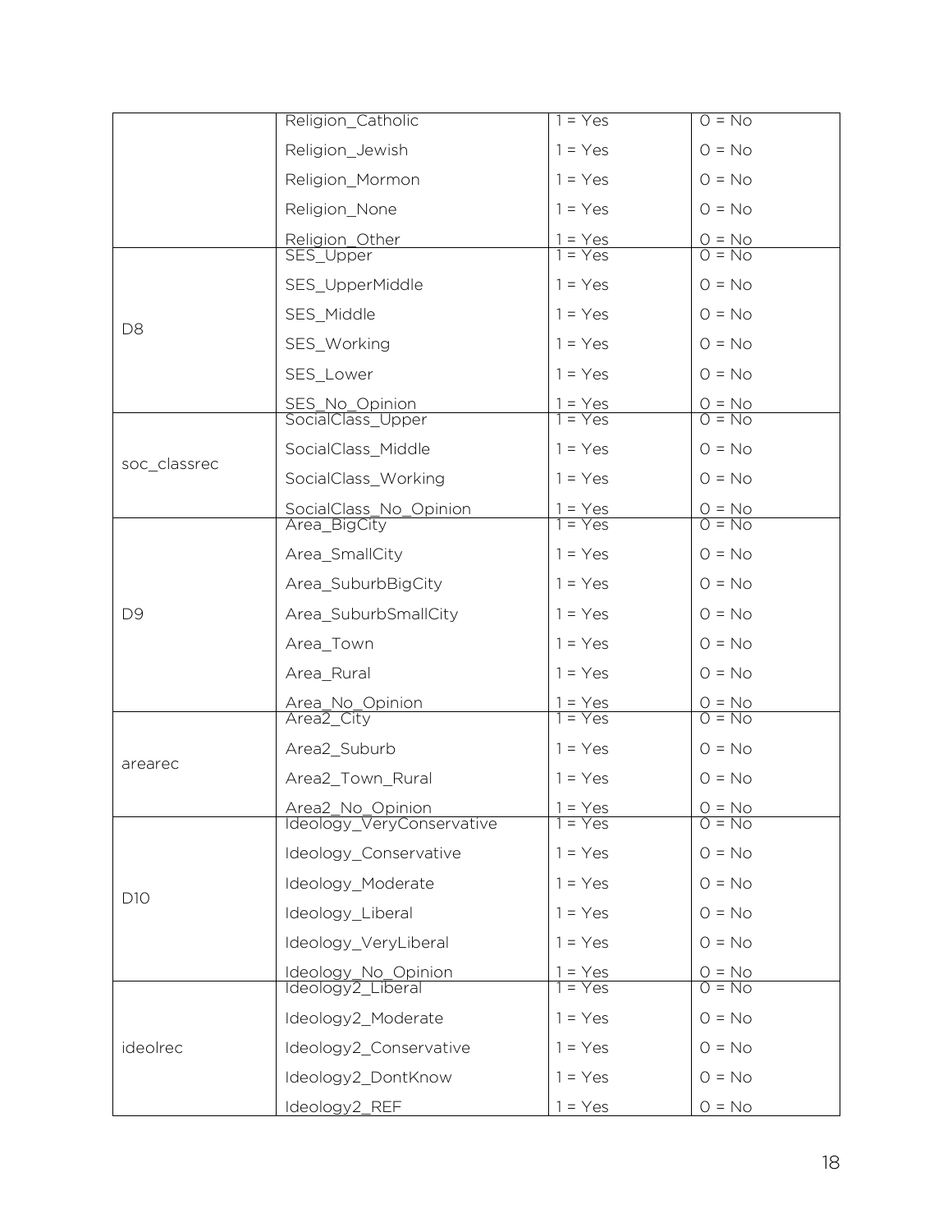| | | | |
|---|---|---|---|
| | Religion_Catholic | 1 = Yes | 0 = No |
| | Religion_Jewish | 1 = Yes | 0 = No |
| | Religion_Mormon | 1 = Yes | 0 = No |
| | Religion_None | 1 = Yes | 0 = No |
| | Religion_Other | 1 = Yes | 0 = No |
| D8 | SES_Upper | 1 = Yes | 0 = No |
| | SES_UpperMiddle | 1 = Yes | 0 = No |
| | SES_Middle | 1 = Yes | 0 = No |
| | SES_Working | 1 = Yes | 0 = No |
| | SES_Lower | 1 = Yes | 0 = No |
| | SES_No_Opinion | 1 = Yes | 0 = No |
| soc_classrec | SocialClass_Upper | 1 = Yes | 0 = No |
| | SocialClass_Middle | 1 = Yes | 0 = No |
| | SocialClass_Working | 1 = Yes | 0 = No |
| | SocialClass_No_Opinion | 1 = Yes | 0 = No |
| D9 | Area_BigCity | 1 = Yes | 0 = No |
| | Area_SmallCity | 1 = Yes | 0 = No |
| | Area_SuburbBigCity | 1 = Yes | 0 = No |
| | Area_SuburbSmallCity | 1 = Yes | 0 = No |
| | Area_Town | 1 = Yes | 0 = No |
| | Area_Rural | 1 = Yes | 0 = No |
| | Area_No_Opinion | 1 = Yes | 0 = No |
| arearec | Area2_City | 1 = Yes | 0 = No |
| | Area2_Suburb | 1 = Yes | 0 = No |
| | Area2_Town_Rural | 1 = Yes | 0 = No |
| | Area2_No_Opinion | 1 = Yes | 0 = No |
| D10 | Ideology_VeryConservative | 1 = Yes | 0 = No |
| | Ideology_Conservative | 1 = Yes | 0 = No |
| | Ideology_Moderate | 1 = Yes | 0 = No |
| | Ideology_Liberal | 1 = Yes | 0 = No |
| | Ideology_VeryLiberal | 1 = Yes | 0 = No |
| | Ideology_No_Opinion | 1 = Yes | 0 = No |
| ideolrec | Ideology2_Liberal | 1 = Yes | 0 = No |
| | Ideology2_Moderate | 1 = Yes | 0 = No |
| | Ideology2_Conservative | 1 = Yes | 0 = No |
| | Ideology2_DontKnow | 1 = Yes | 0 = No |
| | Ideology2_REF | 1 = Yes | 0 = No |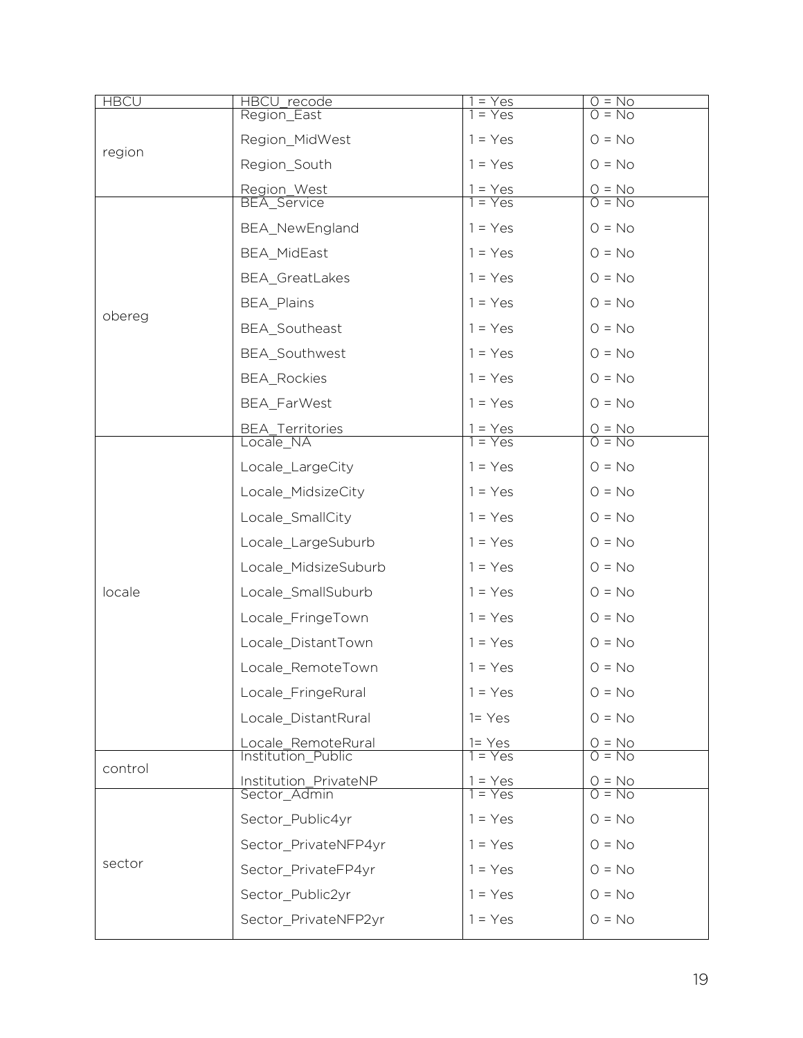| HBCU | HBCU_recode | 1 = Yes | 0 = No |
|---|---|---|---|
| region | Region_East | 1 = Yes | 0 = No |
| | Region_MidWest | 1 = Yes | 0 = No |
| | Region_South | 1 = Yes | 0 = No |
| | Region_West | 1 = Yes | 0 = No |
| obereg | BEA_Service | 1 = Yes | 0 = No |
| | BEA_NewEngland | 1 = Yes | 0 = No |
| | BEA_MidEast | 1 = Yes | 0 = No |
| | BEA_GreatLakes | 1 = Yes | 0 = No |
| | BEA_Plains | 1 = Yes | 0 = No |
| | BEA_Southeast | 1 = Yes | 0 = No |
| | BEA_Southwest | 1 = Yes | 0 = No |
| | BEA_Rockies | 1 = Yes | 0 = No |
| | BEA_FarWest | 1 = Yes | 0 = No |
| | BEA_Territories | 1 = Yes | 0 = No |
| locale | Locale_NA | 1 = Yes | 0 = No |
| | Locale_LargeCity | 1 = Yes | 0 = No |
| | Locale_MidsizeCity | 1 = Yes | 0 = No |
| | Locale_SmallCity | 1 = Yes | 0 = No |
| | Locale_LargeSuburb | 1 = Yes | 0 = No |
| | Locale_MidsizeSuburb | 1 = Yes | 0 = No |
| | Locale_SmallSuburb | 1 = Yes | 0 = No |
| | Locale_FringeTown | 1 = Yes | 0 = No |
| | Locale_DistantTown | 1 = Yes | 0 = No |
| | Locale_RemoteTown | 1 = Yes | 0 = No |
| | Locale_FringeRural | 1 = Yes | 0 = No |
| | Locale_DistantRural | 1= Yes | 0 = No |
| | Locale_RemoteRural | 1= Yes | 0 = No |
| control | Institution_Public | 1 = Yes | 0 = No |
| | Institution_PrivateNP | 1 = Yes | 0 = No |
| sector | Sector_Admin | 1 = Yes | 0 = No |
| | Sector_Public4yr | 1 = Yes | 0 = No |
| | Sector_PrivateNFP4yr | 1 = Yes | 0 = No |
| | Sector_PrivateFP4yr | 1 = Yes | 0 = No |
| | Sector_Public2yr | 1 = Yes | 0 = No |
| | Sector_PrivateNFP2yr | 1 = Yes | 0 = No |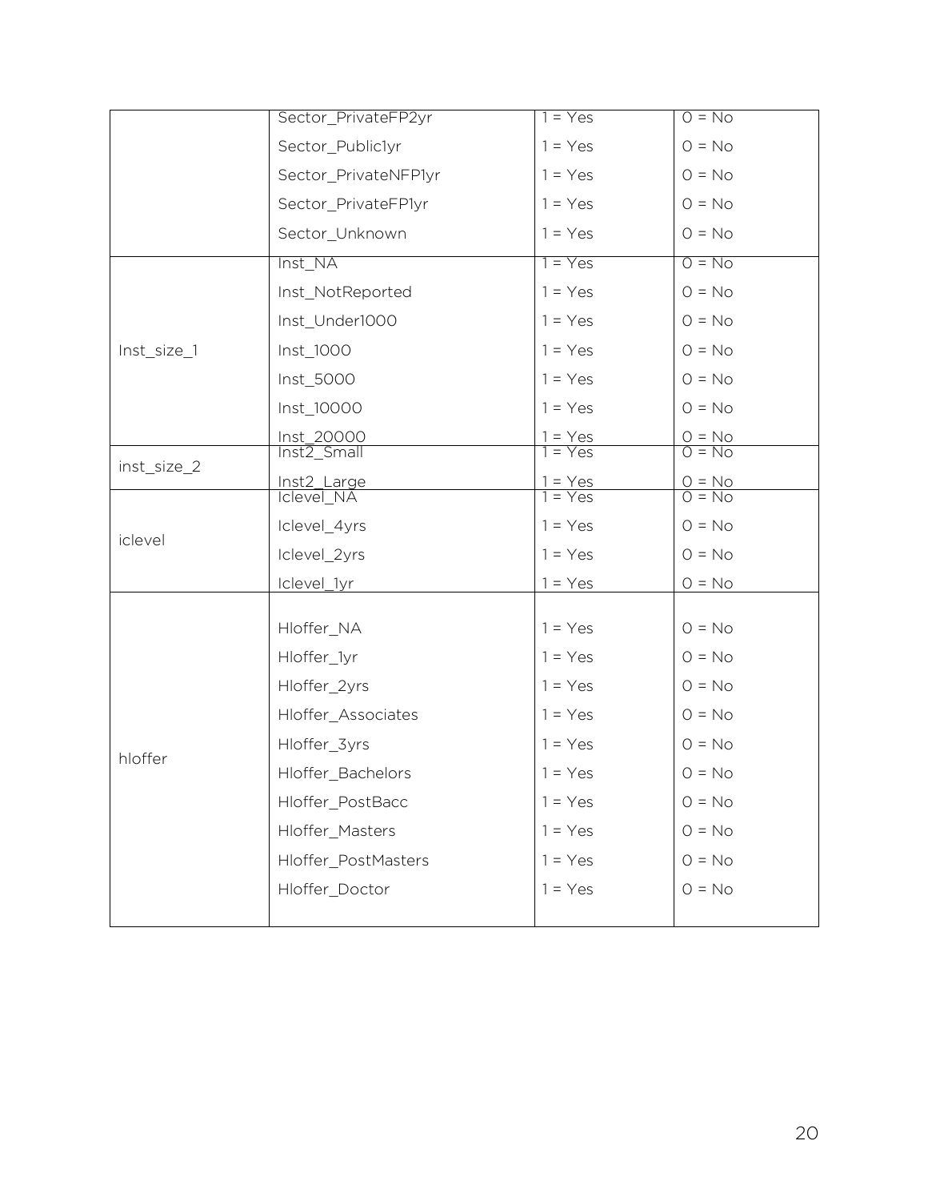| | | | |
|---|---|---|---|
| | Sector_PrivateFP2yr | 1 = Yes | 0 = No |
| | Sector_Public1yr | 1 = Yes | 0 = No |
| | Sector_PrivateNFP1yr | 1 = Yes | 0 = No |
| | Sector_PrivateFP1yr | 1 = Yes | 0 = No |
| | Sector_Unknown | 1 = Yes | 0 = No |
| Inst_size_1 | Inst_NA | 1 = Yes | 0 = No |
| | Inst_NotReported | 1 = Yes | 0 = No |
| | Inst_Under1000 | 1 = Yes | 0 = No |
| | Inst_1000 | 1 = Yes | 0 = No |
| | Inst_5000 | 1 = Yes | 0 = No |
| | Inst_10000 | 1 = Yes | 0 = No |
| | Inst_20000 | 1 = Yes | 0 = No |
| inst_size_2 | Inst2_Small | 1 = Yes | 0 = No |
| | Inst2_Large | 1 = Yes | 0 = No |
| iclevel | Iclevel_NA | 1 = Yes | 0 = No |
| | Iclevel_4yrs | 1 = Yes | 0 = No |
| | Iclevel_2yrs | 1 = Yes | 0 = No |
| | Iclevel_1yr | 1 = Yes | 0 = No |
| hloffer | Hloffer_NA | 1 = Yes | 0 = No |
| | Hloffer_1yr | 1 = Yes | 0 = No |
| | Hloffer_2yrs | 1 = Yes | 0 = No |
| | Hloffer_Associates | 1 = Yes | 0 = No |
| | Hloffer_3yrs | 1 = Yes | 0 = No |
| | Hloffer_Bachelors | 1 = Yes | 0 = No |
| | Hloffer_PostBacc | 1 = Yes | 0 = No |
| | Hloffer_Masters | 1 = Yes | 0 = No |
| | Hloffer_PostMasters | 1 = Yes | 0 = No |
| | Hloffer_Doctor | 1 = Yes | 0 = No |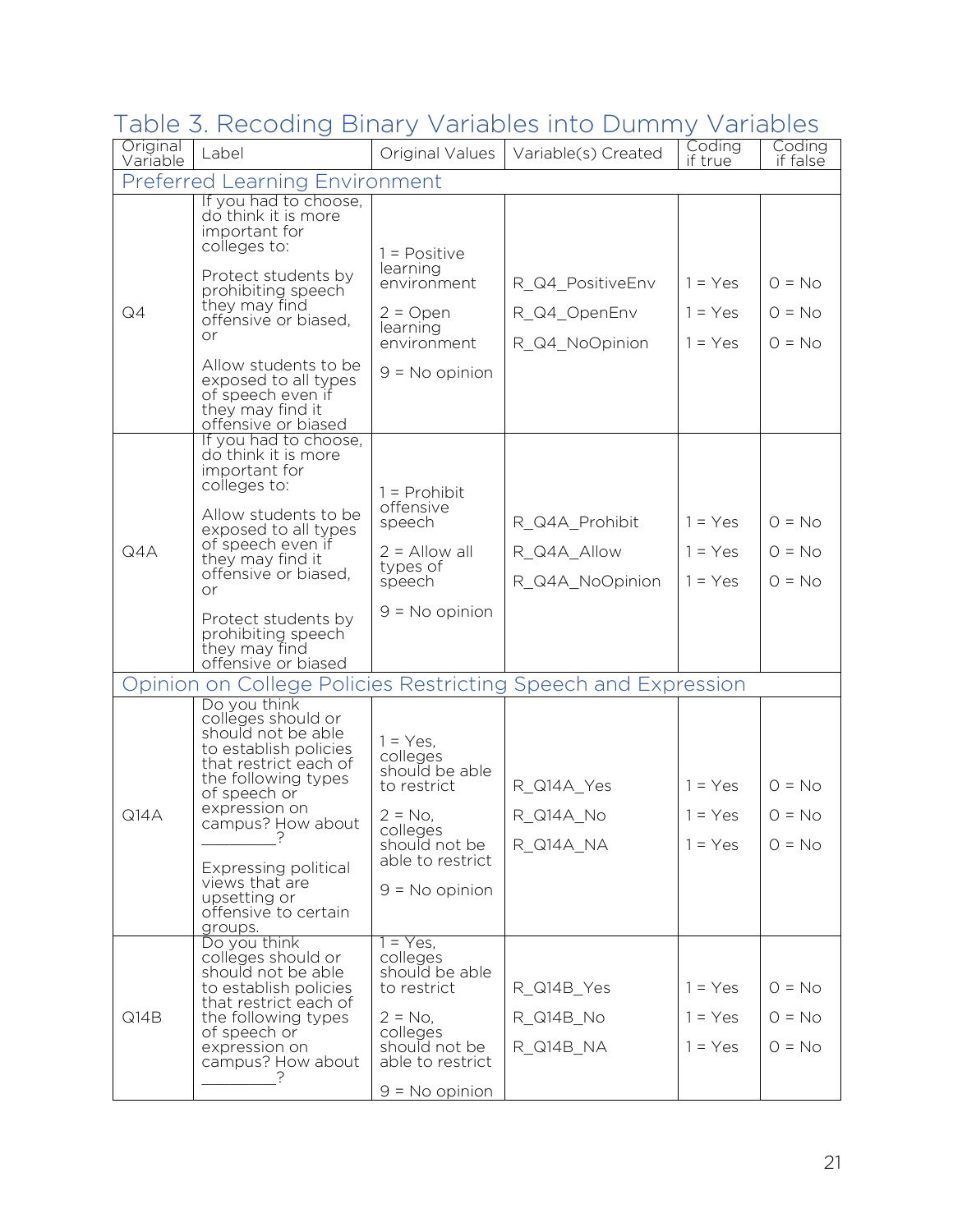## Table 3. Recoding Binary Variables into Dummy Variables

| Original Variable | Label | Original Values | Variable(s) Created | Coding if true | Coding if false |
|---|---|---|---|---|---|
| **Preferred Learning Environment** | | | | | |
| Q4 | If you had to choose, do think it is more important for colleges to: Protect students by prohibiting speech they may find offensive or biased, or Allow students to be exposed to all types of speech even if they may find it offensive or biased | 1 = Positive learning environment<br>2 = Open learning environment<br>9 = No opinion | R_Q4_PositiveEnv<br>R_Q4_OpenEnv<br>R_Q4_NoOpinion | 1 = Yes<br>1 = Yes<br>1 = Yes | 0 = No<br>0 = No<br>0 = No |
| Q4A | If you had to choose, do think it is more important for colleges to: Allow students to be exposed to all types of speech even if they may find it offensive or biased, or Protect students by prohibiting speech they may find offensive or biased | 1 = Prohibit offensive speech<br>2 = Allow all types of speech<br>9 = No opinion | R_Q4A_Prohibit<br>R_Q4A_Allow<br>R_Q4A_NoOpinion | 1 = Yes<br>1 = Yes<br>1 = Yes | 0 = No<br>0 = No<br>0 = No |
| **Opinion on College Policies Restricting Speech and Expression** | | | | | |
| Q14A | Do you think colleges should or should not be able to establish policies that restrict each of the following types of speech or expression on campus? How about _________? Expressing political views that are upsetting or offensive to certain groups. | 1 = Yes, colleges should be able to restrict<br>2 = No, colleges should not be able to restrict<br>9 = No opinion | R_Q14A_Yes<br>R_Q14A_No<br>R_Q14A_NA | 1 = Yes<br>1 = Yes<br>1 = Yes | 0 = No<br>0 = No<br>0 = No |
| Q14B | Do you think colleges should or should not be able to establish policies that restrict each of the following types of speech or expression on campus? How about _________? | 1 = Yes, colleges should be able to restrict<br>2 = No, colleges should not be able to restrict<br>9 = No opinion | R_Q14B_Yes<br>R_Q14B_No<br>R_Q14B_NA | 1 = Yes<br>1 = Yes<br>1 = Yes | 0 = No<br>0 = No<br>0 = No |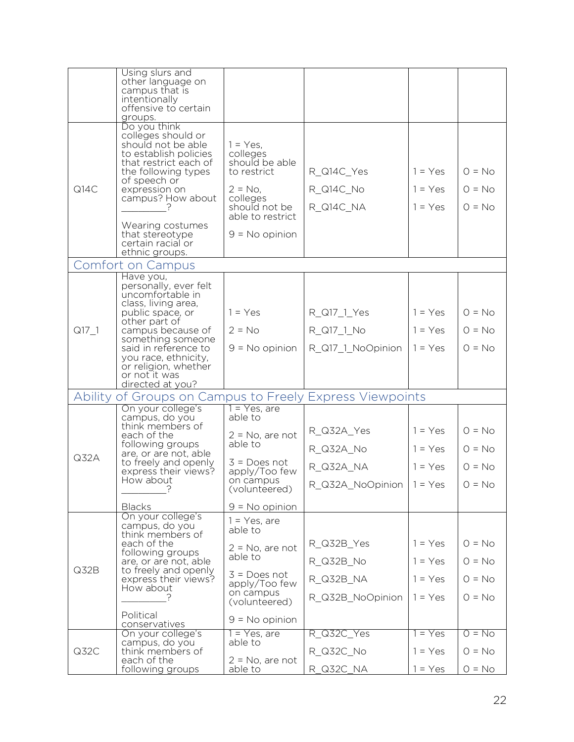| | | | | | |
|---|---|---|---|---|---|
| | Using slurs and other language on campus that is intentionally offensive to certain groups. | | | | |
| Q14C | Do you think colleges should or should not be able to establish policies that restrict each of the following types of speech or expression on campus? How about _________? <br><br> Wearing costumes that stereotype certain racial or ethnic groups. | 1 = Yes, colleges should be able to restrict <br><br> 2 = No, colleges should not be able to restrict <br><br> 9 = No opinion | R_Q14C_Yes <br><br> R_Q14C_No <br><br> R_Q14C_NA | 1 = Yes <br><br> 1 = Yes <br><br> 1 = Yes | 0 = No <br><br> 0 = No <br><br> 0 = No |
| **Comfort on Campus** | | | | | |
| Q17_1 | Have you, personally, ever felt uncomfortable in class, living area, public space, or other part of campus because of something someone said in reference to you race, ethnicity, or religion, whether or not it was directed at you? | 1 = Yes <br><br> 2 = No <br><br> 9 = No opinion | R_Q17_1_Yes <br><br> R_Q17_1_No <br><br> R_Q17_1_NoOpinion | 1 = Yes <br><br> 1 = Yes <br><br> 1 = Yes | 0 = No <br><br> 0 = No <br><br> 0 = No |
| **Ability of Groups on Campus to Freely Express Viewpoints** | | | | | |
| Q32A | On your college's campus, do you think members of each of the following groups are, or are not, able to freely and openly express their views? How about _________? <br><br> Blacks | 1 = Yes, are able to <br><br> 2 = No, are not able to <br><br> 3 = Does not apply/Too few on campus (volunteered) <br><br> 9 = No opinion | R_Q32A_Yes <br><br> R_Q32A_No <br><br> R_Q32A_NA <br><br> R_Q32A_NoOpinion | 1 = Yes <br><br> 1 = Yes <br><br> 1 = Yes <br><br> 1 = Yes | 0 = No <br><br> 0 = No <br><br> 0 = No <br><br> 0 = No |
| Q32B | On your college's campus, do you think members of each of the following groups are, or are not, able to freely and openly express their views? How about _________? <br><br> Political conservatives | 1 = Yes, are able to <br><br> 2 = No, are not able to <br><br> 3 = Does not apply/Too few on campus (volunteered) <br><br> 9 = No opinion | R_Q32B_Yes <br><br> R_Q32B_No <br><br> R_Q32B_NA <br><br> R_Q32B_NoOpinion | 1 = Yes <br><br> 1 = Yes <br><br> 1 = Yes <br><br> 1 = Yes | 0 = No <br><br> 0 = No <br><br> 0 = No <br><br> 0 = No |
| Q32C | On your college's campus, do you think members of each of the following groups | 1 = Yes, are able to <br><br> 2 = No, are not able to | R_Q32C_Yes <br><br> R_Q32C_No <br><br> R_Q32C_NA | 1 = Yes <br><br> 1 = Yes <br><br> 1 = Yes | 0 = No <br><br> 0 = No <br><br> 0 = No |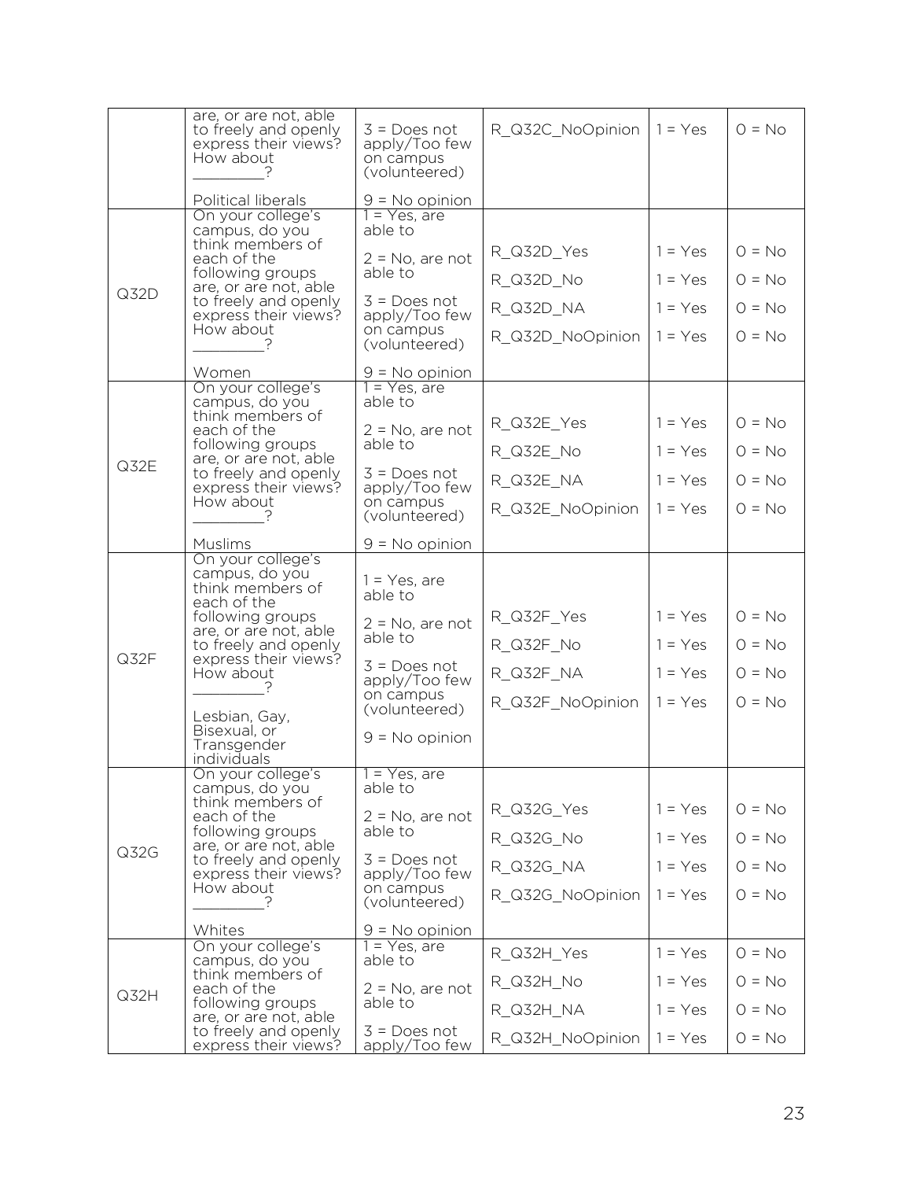| | | | | | |
|---|---|---|---|---|---|
| | are, or are not, able to freely and openly express their views? How about _________? Political liberals | 3 = Does not apply/Too few on campus (volunteered) 9 = No opinion | R_Q32C_NoOpinion | 1 = Yes | 0 = No |
| Q32D | On your college's campus, do you think members of each of the following groups are, or are not, able to freely and openly express their views? How about _________? Women | 1 = Yes, are able to 2 = No, are not able to 3 = Does not apply/Too few on campus (volunteered) 9 = No opinion | R_Q32D_Yes R_Q32D_No R_Q32D_NA R_Q32D_NoOpinion | 1 = Yes 1 = Yes 1 = Yes 1 = Yes | 0 = No 0 = No 0 = No 0 = No |
| Q32E | On your college's campus, do you think members of each of the following groups are, or are not, able to freely and openly express their views? How about _________? Muslims | 1 = Yes, are able to 2 = No, are not able to 3 = Does not apply/Too few on campus (volunteered) 9 = No opinion | R_Q32E_Yes R_Q32E_No R_Q32E_NA R_Q32E_NoOpinion | 1 = Yes 1 = Yes 1 = Yes 1 = Yes | 0 = No 0 = No 0 = No 0 = No |
| Q32F | On your college's campus, do you think members of each of the following groups are, or are not, able to freely and openly express their views? How about _________? Lesbian, Gay, Bisexual, or Transgender individuals | 1 = Yes, are able to 2 = No, are not able to 3 = Does not apply/Too few on campus (volunteered) 9 = No opinion | R_Q32F_Yes R_Q32F_No R_Q32F_NA R_Q32F_NoOpinion | 1 = Yes 1 = Yes 1 = Yes 1 = Yes | 0 = No 0 = No 0 = No 0 = No |
| Q32G | On your college's campus, do you think members of each of the following groups are, or are not, able to freely and openly express their views? How about _________? Whites | 1 = Yes, are able to 2 = No, are not able to 3 = Does not apply/Too few on campus (volunteered) 9 = No opinion | R_Q32G_Yes R_Q32G_No R_Q32G_NA R_Q32G_NoOpinion | 1 = Yes 1 = Yes 1 = Yes 1 = Yes | 0 = No 0 = No 0 = No 0 = No |
| Q32H | On your college's campus, do you think members of each of the following groups are, or are not, able to freely and openly express their views? | 1 = Yes, are able to 2 = No, are not able to 3 = Does not apply/Too few | R_Q32H_Yes R_Q32H_No R_Q32H_NA R_Q32H_NoOpinion | 1 = Yes 1 = Yes 1 = Yes 1 = Yes | 0 = No 0 = No 0 = No 0 = No |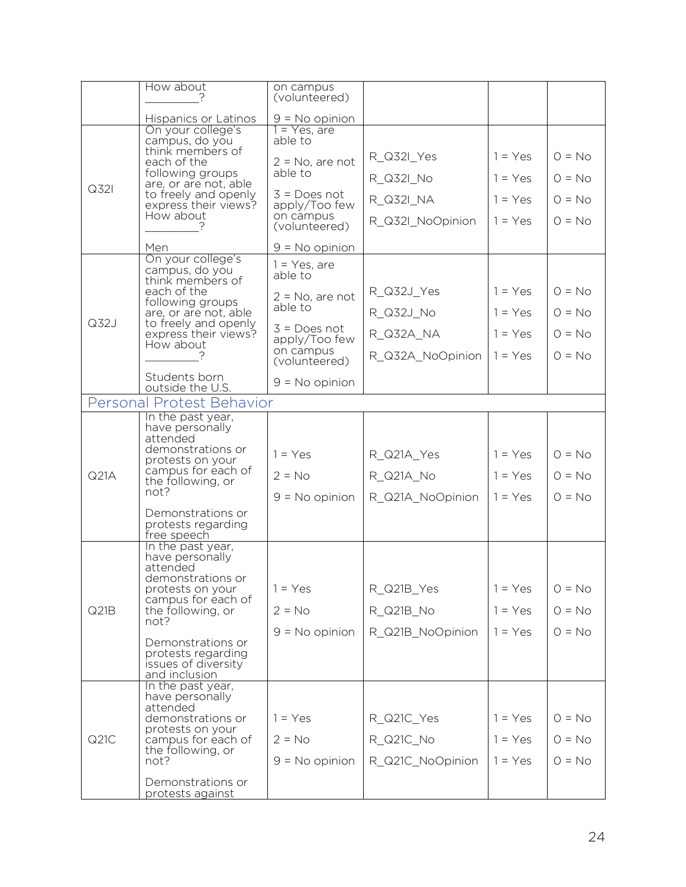| | | | | | |
|---|---|---|---|---|---|
| | How about _________?<br><br>Hispanics or Latinos | on campus (volunteered)<br><br>9 = No opinion | | | |
| Q32I | On your college's campus, do you think members of each of the following groups are, or are not, able to freely and openly express their views? How about _________?<br><br>Men | 1 = Yes, are able to<br><br>2 = No, are not able to<br><br>3 = Does not apply/Too few on campus (volunteered)<br><br>9 = No opinion | R_Q32I_Yes<br><br>R_Q32I_No<br><br>R_Q32I_NA<br><br>R_Q32I_NoOpinion | 1 = Yes<br><br>1 = Yes<br><br>1 = Yes<br><br>1 = Yes | 0 = No<br><br>0 = No<br><br>0 = No<br><br>0 = No |
| Q32J | On your college's campus, do you think members of each of the following groups are, or are not, able to freely and openly express their views? How about _________?<br><br>Students born outside the U.S. | 1 = Yes, are able to<br><br>2 = No, are not able to<br><br>3 = Does not apply/Too few on campus (volunteered)<br><br>9 = No opinion | R_Q32J_Yes<br><br>R_Q32J_No<br><br>R_Q32A_NA<br><br>R_Q32A_NoOpinion | 1 = Yes<br><br>1 = Yes<br><br>1 = Yes<br><br>1 = Yes | 0 = No<br><br>0 = No<br><br>0 = No<br><br>0 = No |
| **Personal Protest Behavior** | | | | | |
| Q21A | In the past year, have personally attended demonstrations or protests on your campus for each of the following, or not?<br><br>Demonstrations or protests regarding free speech | 1 = Yes<br><br>2 = No<br><br>9 = No opinion | R_Q21A_Yes<br><br>R_Q21A_No<br><br>R_Q21A_NoOpinion | 1 = Yes<br><br>1 = Yes<br><br>1 = Yes | 0 = No<br><br>0 = No<br><br>0 = No |
| Q21B | In the past year, have personally attended demonstrations or protests on your campus for each of the following, or not?<br><br>Demonstrations or protests regarding issues of diversity and inclusion | 1 = Yes<br><br>2 = No<br><br>9 = No opinion | R_Q21B_Yes<br><br>R_Q21B_No<br><br>R_Q21B_NoOpinion | 1 = Yes<br><br>1 = Yes<br><br>1 = Yes | 0 = No<br><br>0 = No<br><br>0 = No |
| Q21C | In the past year, have personally attended demonstrations or protests on your campus for each of the following, or not?<br><br>Demonstrations or protests against | 1 = Yes<br><br>2 = No<br><br>9 = No opinion | R_Q21C_Yes<br><br>R_Q21C_No<br><br>R_Q21C_NoOpinion | 1 = Yes<br><br>1 = Yes<br><br>1 = Yes | 0 = No<br><br>0 = No<br><br>0 = No |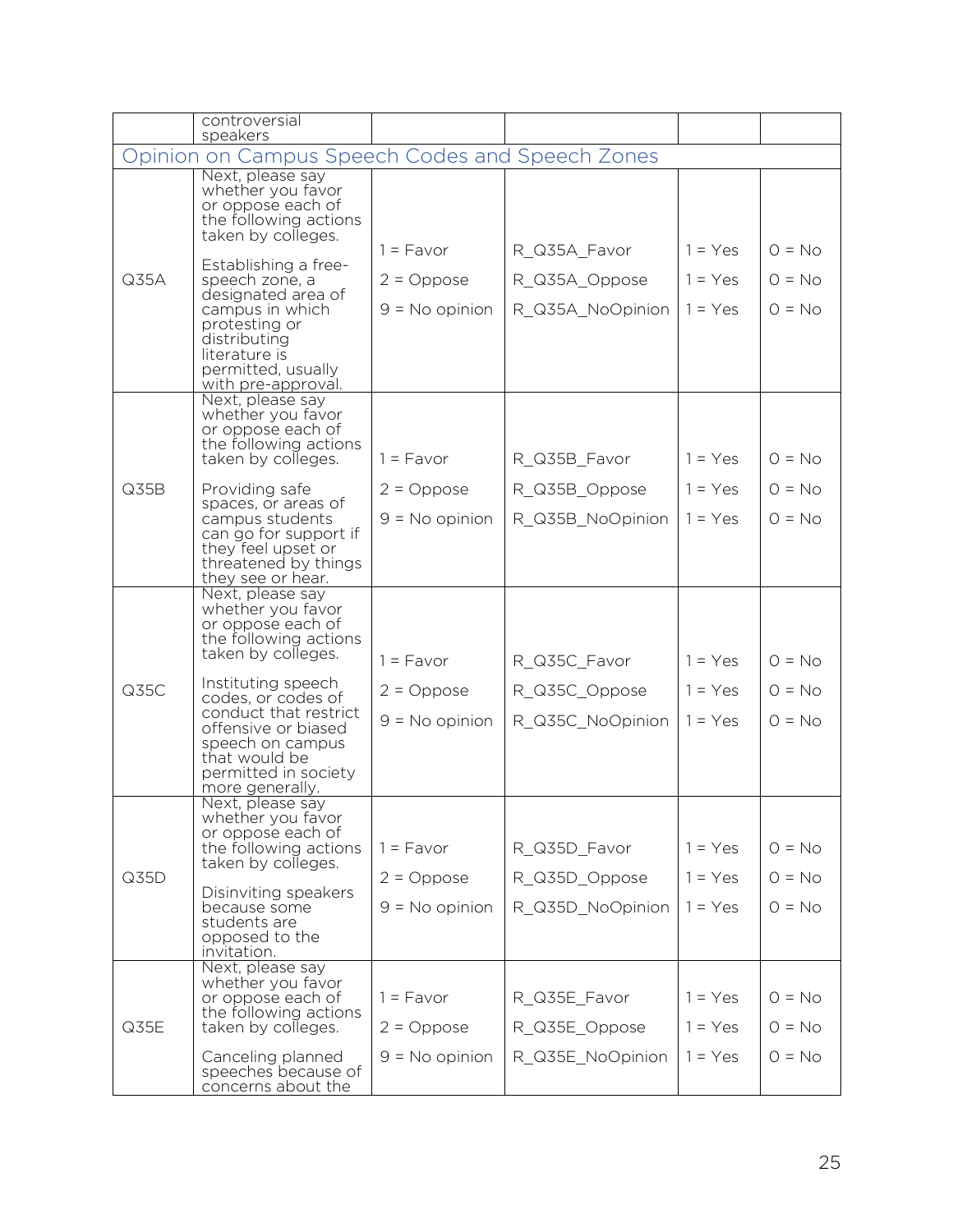| | controversial speakers | | | | |
|---|---|---|---|---|---|
| **Opinion on Campus Speech Codes and Speech Zones** | | | | | |
| Q35A | Next, please say whether you favor or oppose each of the following actions taken by colleges.<br><br>Establishing a free-speech zone, a designated area of campus in which protesting or distributing literature is permitted, usually with pre-approval. | 1 = Favor<br>2 = Oppose<br>9 = No opinion | R_Q35A_Favor<br>R_Q35A_Oppose<br>R_Q35A_NoOpinion | 1 = Yes<br>1 = Yes<br>1 = Yes | 0 = No<br>0 = No<br>0 = No |
| Q35B | Next, please say whether you favor or oppose each of the following actions taken by colleges.<br><br>Providing safe spaces, or areas of campus students can go for support if they feel upset or threatened by things they see or hear. | 1 = Favor<br>2 = Oppose<br>9 = No opinion | R_Q35B_Favor<br>R_Q35B_Oppose<br>R_Q35B_NoOpinion | 1 = Yes<br>1 = Yes<br>1 = Yes | 0 = No<br>0 = No<br>0 = No |
| Q35C | Next, please say whether you favor or oppose each of the following actions taken by colleges.<br><br>Instituting speech codes, or codes of conduct that restrict offensive or biased speech on campus that would be permitted in society more generally. | 1 = Favor<br>2 = Oppose<br>9 = No opinion | R_Q35C_Favor<br>R_Q35C_Oppose<br>R_Q35C_NoOpinion | 1 = Yes<br>1 = Yes<br>1 = Yes | 0 = No<br>0 = No<br>0 = No |
| Q35D | Next, please say whether you favor or oppose each of the following actions taken by colleges.<br><br>Disinviting speakers because some students are opposed to the invitation. | 1 = Favor<br>2 = Oppose<br>9 = No opinion | R_Q35D_Favor<br>R_Q35D_Oppose<br>R_Q35D_NoOpinion | 1 = Yes<br>1 = Yes<br>1 = Yes | 0 = No<br>0 = No<br>0 = No |
| Q35E | Next, please say whether you favor or oppose each of the following actions taken by colleges.<br><br>Canceling planned speeches because of concerns about the | 1 = Favor<br>2 = Oppose<br>9 = No opinion | R_Q35E_Favor<br>R_Q35E_Oppose<br>R_Q35E_NoOpinion | 1 = Yes<br>1 = Yes<br>1 = Yes | 0 = No<br>0 = No<br>0 = No |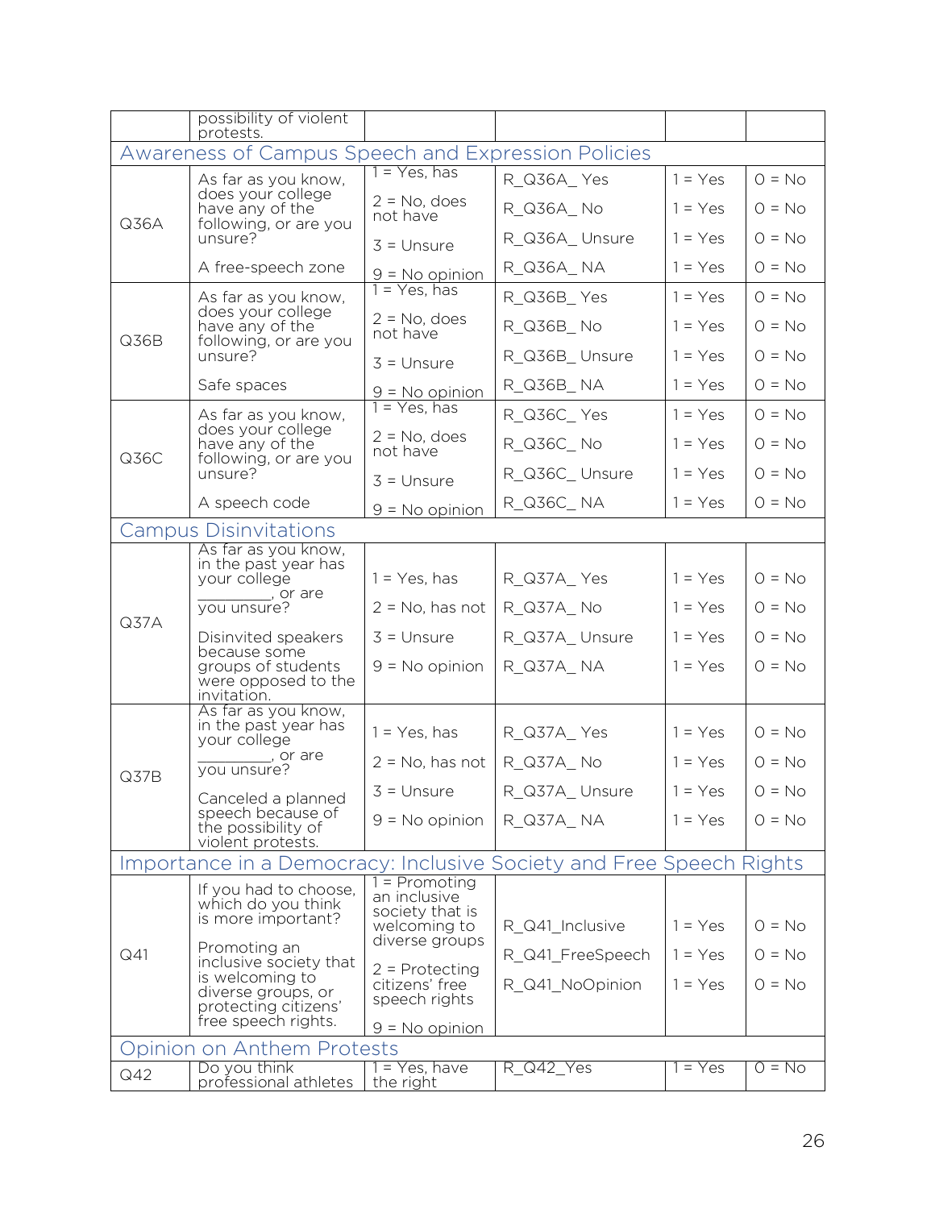| | possibility of violent protests. | | | | |
|---|---|---|---|---|---|
| **Awareness of Campus Speech and Expression Policies** | | | | | |
| Q36A | As far as you know, does your college have any of the following, or are you unsure?<br><br>A free-speech zone | 1 = Yes, has<br>2 = No, does not have<br>3 = Unsure<br>9 = No opinion | R_Q36A_ Yes<br>R_Q36A_ No<br>R_Q36A_ Unsure<br>R_Q36A_ NA | 1 = Yes<br>1 = Yes<br>1 = Yes<br>1 = Yes | 0 = No<br>0 = No<br>0 = No<br>0 = No |
| Q36B | As far as you know, does your college have any of the following, or are you unsure?<br><br>Safe spaces | 1 = Yes, has<br>2 = No, does not have<br>3 = Unsure<br>9 = No opinion | R_Q36B_ Yes<br>R_Q36B_ No<br>R_Q36B_ Unsure<br>R_Q36B_ NA | 1 = Yes<br>1 = Yes<br>1 = Yes<br>1 = Yes | 0 = No<br>0 = No<br>0 = No<br>0 = No |
| Q36C | As far as you know, does your college have any of the following, or are you unsure?<br><br>A speech code | 1 = Yes, has<br>2 = No, does not have<br>3 = Unsure<br>9 = No opinion | R_Q36C_ Yes<br>R_Q36C_ No<br>R_Q36C_ Unsure<br>R_Q36C_ NA | 1 = Yes<br>1 = Yes<br>1 = Yes<br>1 = Yes | 0 = No<br>0 = No<br>0 = No<br>0 = No |
| **Campus Disinvitations** | | | | | |
| Q37A | As far as you know, in the past year has your college ________, or are you unsure?<br><br>Disinvited speakers because some groups of students were opposed to the invitation. | 1 = Yes, has<br>2 = No, has not<br>3 = Unsure<br>9 = No opinion | R_Q37A_ Yes<br>R_Q37A_ No<br>R_Q37A_ Unsure<br>R_Q37A_ NA | 1 = Yes<br>1 = Yes<br>1 = Yes<br>1 = Yes | 0 = No<br>0 = No<br>0 = No<br>0 = No |
| Q37B | As far as you know, in the past year has your college ________, or are you unsure?<br><br>Canceled a planned speech because of the possibility of violent protests. | 1 = Yes, has<br>2 = No, has not<br>3 = Unsure<br>9 = No opinion | R_Q37A_ Yes<br>R_Q37A_ No<br>R_Q37A_ Unsure<br>R_Q37A_ NA | 1 = Yes<br>1 = Yes<br>1 = Yes<br>1 = Yes | 0 = No<br>0 = No<br>0 = No<br>0 = No |
| **Importance in a Democracy: Inclusive Society and Free Speech Rights** | | | | | |
| Q41 | If you had to choose, which do you think is more important?<br><br>Promoting an inclusive society that is welcoming to diverse groups, or protecting citizens' free speech rights. | 1 = Promoting an inclusive society that is welcoming to diverse groups<br>2 = Protecting citizens' free speech rights<br>9 = No opinion | R_Q41_Inclusive<br>R_Q41_FreeSpeech<br>R_Q41_NoOpinion | 1 = Yes<br>1 = Yes<br>1 = Yes | 0 = No<br>0 = No<br>0 = No |
| **Opinion on Anthem Protests** | | | | | |
| Q42 | Do you think professional athletes | 1 = Yes, have the right | R_Q42_Yes | 1 = Yes | 0 = No |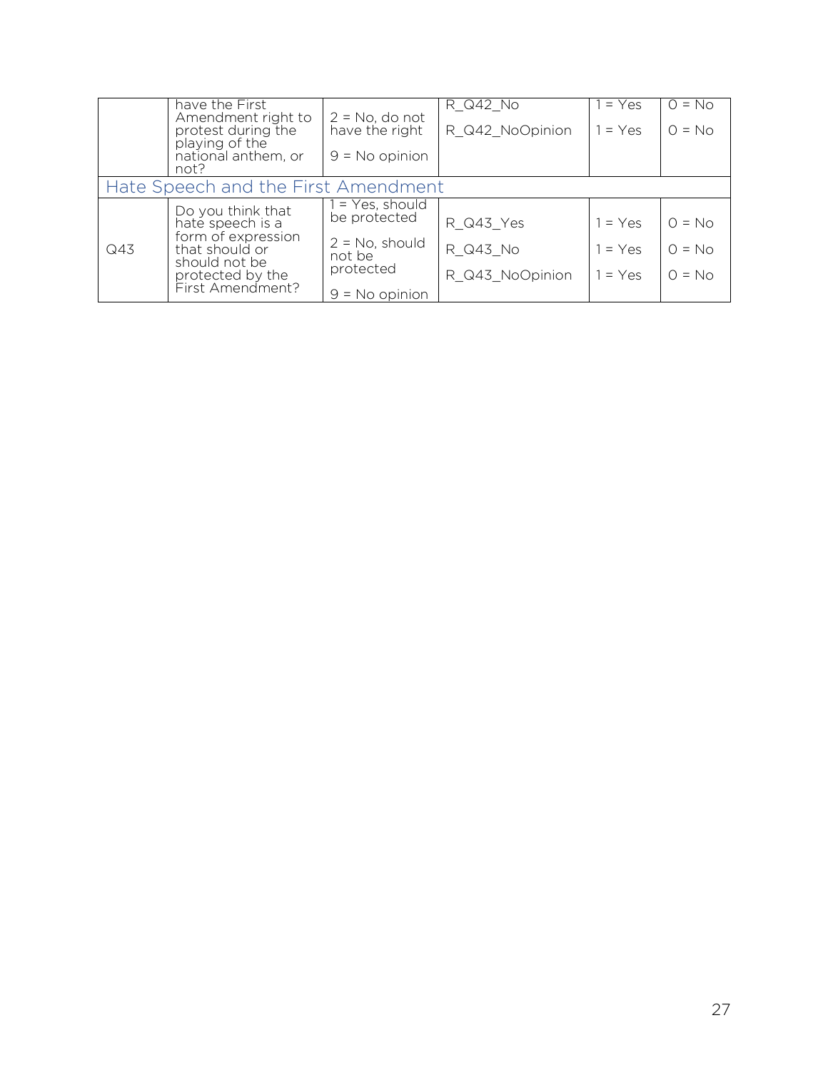|  | have the First Amendment right to protest during the playing of the national anthem, or not? | 2 = No, do not have the right<br>9 = No opinion | R_Q42_No<br>R_Q42_NoOpinion | 1 = Yes<br>1 = Yes | 0 = No<br>0 = No |
|---|---|---|---|---|---|
| **Hate Speech and the First Amendment** | | | | | |
| Q43 | Do you think that hate speech is a form of expression that should or should not be protected by the First Amendment? | 1 = Yes, should be protected<br>2 = No, should not be protected<br>9 = No opinion | R_Q43_Yes<br>R_Q43_No<br>R_Q43_NoOpinion | 1 = Yes<br>1 = Yes<br>1 = Yes | 0 = No<br>0 = No<br>0 = No |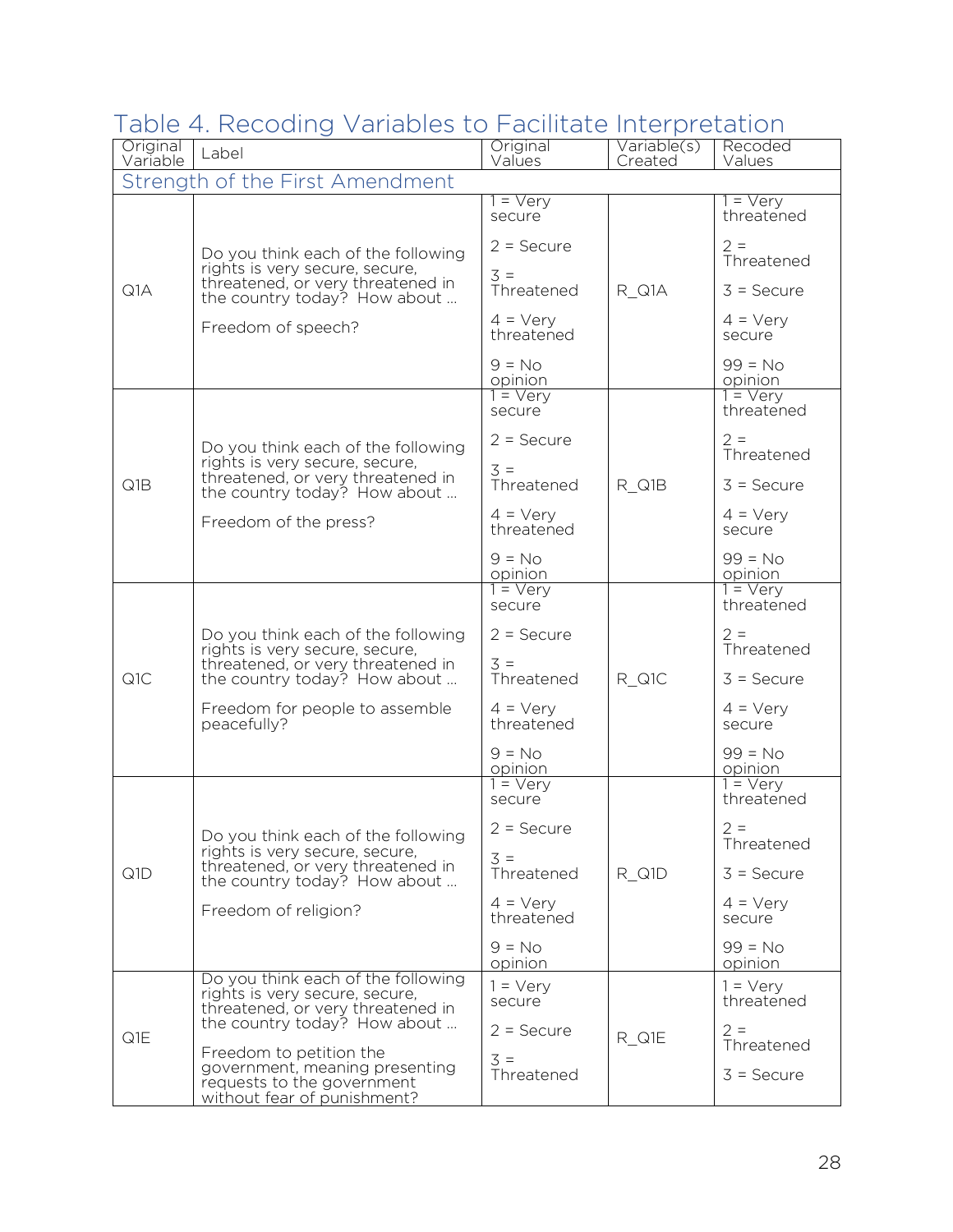## Table 4. Recoding Variables to Facilitate Interpretation

| Original Variable | Label | Original Values | Variable(s) Created | Recoded Values |
|---|---|---|---|---|
| **Strength of the First Amendment** | | | | |
| Q1A | Do you think each of the following rights is very secure, secure, threatened, or very threatened in the country today? How about … Freedom of speech? | 1 = Very secure<br>2 = Secure<br>3 = Threatened<br>4 = Very threatened<br>9 = No opinion | R_Q1A | 1 = Very threatened<br>2 = Threatened<br>3 = Secure<br>4 = Very secure<br>99 = No opinion |
| Q1B | Do you think each of the following rights is very secure, secure, threatened, or very threatened in the country today? How about … Freedom of the press? | 1 = Very secure<br>2 = Secure<br>3 = Threatened<br>4 = Very threatened<br>9 = No opinion | R_Q1B | 1 = Very threatened<br>2 = Threatened<br>3 = Secure<br>4 = Very secure<br>99 = No opinion |
| Q1C | Do you think each of the following rights is very secure, secure, threatened, or very threatened in the country today? How about … Freedom for people to assemble peacefully? | 1 = Very secure<br>2 = Secure<br>3 = Threatened<br>4 = Very threatened<br>9 = No opinion | R_Q1C | 1 = Very threatened<br>2 = Threatened<br>3 = Secure<br>4 = Very secure<br>99 = No opinion |
| Q1D | Do you think each of the following rights is very secure, secure, threatened, or very threatened in the country today? How about … Freedom of religion? | 1 = Very secure<br>2 = Secure<br>3 = Threatened<br>4 = Very threatened<br>9 = No opinion | R_Q1D | 1 = Very threatened<br>2 = Threatened<br>3 = Secure<br>4 = Very secure<br>99 = No opinion |
| Q1E | Do you think each of the following rights is very secure, secure, threatened, or very threatened in the country today? How about … Freedom to petition the government, meaning presenting requests to the government without fear of punishment? | 1 = Very secure<br>2 = Secure<br>3 = Threatened | R_Q1E | 1 = Very threatened<br>2 = Threatened<br>3 = Secure |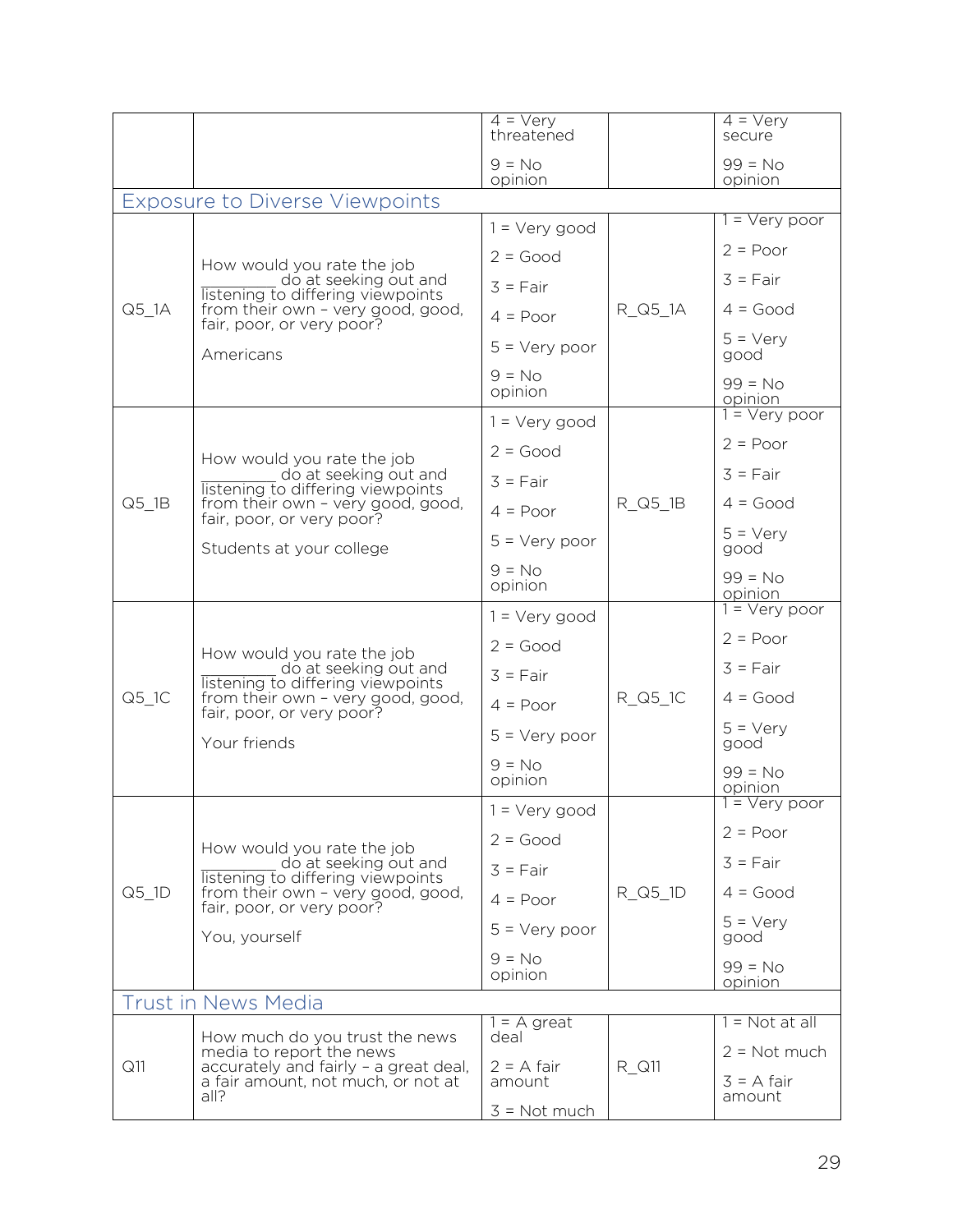| | | 4 = Very threatened<br><br>9 = No opinion | | 4 = Very secure<br><br>99 = No opinion |
|---|---|---|---|---|
| **Exposure to Diverse Viewpoints** | | | | |
| Q5_1A | How would you rate the job _________ do at seeking out and listening to differing viewpoints from their own – very good, good, fair, poor, or very poor?<br><br>Americans | 1 = Very good<br>2 = Good<br>3 = Fair<br>4 = Poor<br>5 = Very poor<br>9 = No opinion | R_Q5_1A | 1 = Very poor<br>2 = Poor<br>3 = Fair<br>4 = Good<br>5 = Very good<br>99 = No opinion |
| Q5_1B | How would you rate the job _________ do at seeking out and listening to differing viewpoints from their own – very good, good, fair, poor, or very poor?<br><br>Students at your college | 1 = Very good<br>2 = Good<br>3 = Fair<br>4 = Poor<br>5 = Very poor<br>9 = No opinion | R_Q5_1B | 1 = Very poor<br>2 = Poor<br>3 = Fair<br>4 = Good<br>5 = Very good<br>99 = No opinion |
| Q5_1C | How would you rate the job _________ do at seeking out and listening to differing viewpoints from their own – very good, good, fair, poor, or very poor?<br><br>Your friends | 1 = Very good<br>2 = Good<br>3 = Fair<br>4 = Poor<br>5 = Very poor<br>9 = No opinion | R_Q5_1C | 1 = Very poor<br>2 = Poor<br>3 = Fair<br>4 = Good<br>5 = Very good<br>99 = No opinion |
| Q5_1D | How would you rate the job _________ do at seeking out and listening to differing viewpoints from their own – very good, good, fair, poor, or very poor?<br><br>You, yourself | 1 = Very good<br>2 = Good<br>3 = Fair<br>4 = Poor<br>5 = Very poor<br>9 = No opinion | R_Q5_1D | 1 = Very poor<br>2 = Poor<br>3 = Fair<br>4 = Good<br>5 = Very good<br>99 = No opinion |
| **Trust in News Media** | | | | |
| Q11 | How much do you trust the news media to report the news accurately and fairly – a great deal, a fair amount, not much, or not at all? | 1 = A great deal<br>2 = A fair amount<br>3 = Not much | R_Q11 | 1 = Not at all<br>2 = Not much<br>3 = A fair amount |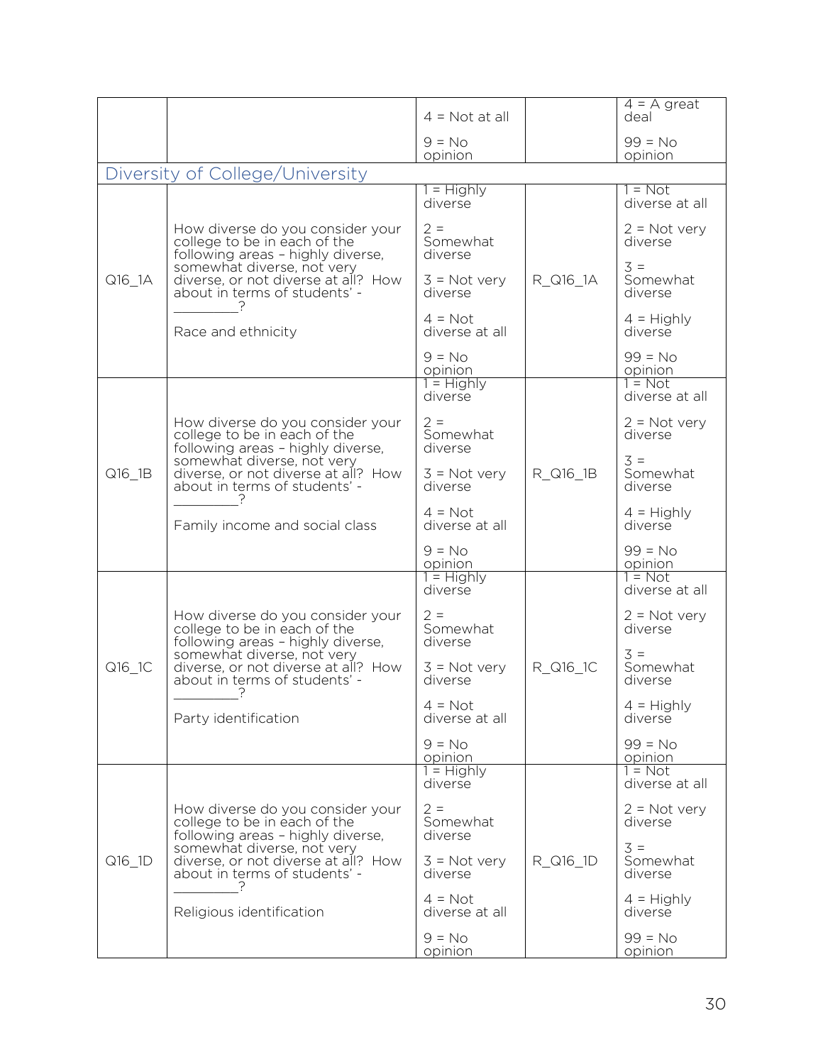| | | 4 = Not at all<br><br>9 = No opinion | | 4 = A great deal<br><br>99 = No opinion |
|---|---|---|---|---|

## Diversity of College/University

| | | | | |
|---|---|---|---|---|
| Q16_1A | How diverse do you consider your college to be in each of the following areas – highly diverse, somewhat diverse, not very diverse, or not diverse at all? How about in terms of students' - _________?<br><br>Race and ethnicity | 1 = Highly diverse<br><br>2 = Somewhat diverse<br><br>3 = Not very diverse<br><br>4 = Not diverse at all<br><br>9 = No opinion | R_Q16_1A | 1 = Not diverse at all<br><br>2 = Not very diverse<br><br>3 = Somewhat diverse<br><br>4 = Highly diverse<br><br>99 = No opinion |
| Q16_1B | How diverse do you consider your college to be in each of the following areas – highly diverse, somewhat diverse, not very diverse, or not diverse at all? How about in terms of students' - _________?<br><br>Family income and social class | 1 = Highly diverse<br><br>2 = Somewhat diverse<br><br>3 = Not very diverse<br><br>4 = Not diverse at all<br><br>9 = No opinion | R_Q16_1B | 1 = Not diverse at all<br><br>2 = Not very diverse<br><br>3 = Somewhat diverse<br><br>4 = Highly diverse<br><br>99 = No opinion |
| Q16_1C | How diverse do you consider your college to be in each of the following areas – highly diverse, somewhat diverse, not very diverse, or not diverse at all? How about in terms of students' - _________?<br><br>Party identification | 1 = Highly diverse<br><br>2 = Somewhat diverse<br><br>3 = Not very diverse<br><br>4 = Not diverse at all<br><br>9 = No opinion | R_Q16_1C | 1 = Not diverse at all<br><br>2 = Not very diverse<br><br>3 = Somewhat diverse<br><br>4 = Highly diverse<br><br>99 = No opinion |
| Q16_1D | How diverse do you consider your college to be in each of the following areas – highly diverse, somewhat diverse, not very diverse, or not diverse at all? How about in terms of students' - _________?<br><br>Religious identification | 1 = Highly diverse<br><br>2 = Somewhat diverse<br><br>3 = Not very diverse<br><br>4 = Not diverse at all<br><br>9 = No opinion | R_Q16_1D | 1 = Not diverse at all<br><br>2 = Not very diverse<br><br>3 = Somewhat diverse<br><br>4 = Highly diverse<br><br>99 = No opinion |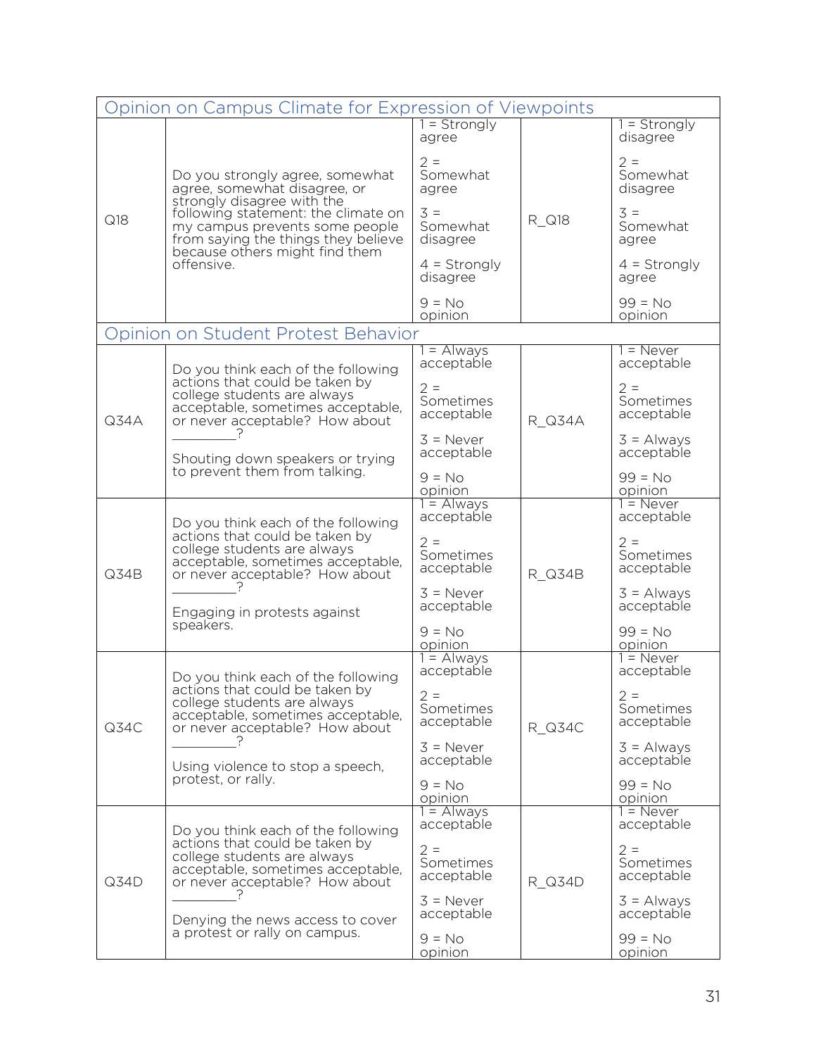| Opinion on Campus Climate for Expression of Viewpoints | | | | |
|---|---|---|---|---|
| Q18 | Do you strongly agree, somewhat agree, somewhat disagree, or strongly disagree with the following statement: the climate on my campus prevents some people from saying the things they believe because others might find them offensive. | 1 = Strongly agree<br><br>2 = Somewhat agree<br><br>3 = Somewhat disagree<br><br>4 = Strongly disagree<br><br>9 = No opinion | R_Q18 | 1 = Strongly disagree<br><br>2 = Somewhat disagree<br><br>3 = Somewhat agree<br><br>4 = Strongly agree<br><br>99 = No opinion |
| **Opinion on Student Protest Behavior** | | | | |
| Q34A | Do you think each of the following actions that could be taken by college students are always acceptable, sometimes acceptable, or never acceptable? How about _________?<br><br>Shouting down speakers or trying to prevent them from talking. | 1 = Always acceptable<br><br>2 = Sometimes acceptable<br><br>3 = Never acceptable<br><br>9 = No opinion | R_Q34A | 1 = Never acceptable<br><br>2 = Sometimes acceptable<br><br>3 = Always acceptable<br><br>99 = No opinion |
| Q34B | Do you think each of the following actions that could be taken by college students are always acceptable, sometimes acceptable, or never acceptable? How about _________?<br><br>Engaging in protests against speakers. | 1 = Always acceptable<br><br>2 = Sometimes acceptable<br><br>3 = Never acceptable<br><br>9 = No opinion | R_Q34B | 1 = Never acceptable<br><br>2 = Sometimes acceptable<br><br>3 = Always acceptable<br><br>99 = No opinion |
| Q34C | Do you think each of the following actions that could be taken by college students are always acceptable, sometimes acceptable, or never acceptable? How about _________?<br><br>Using violence to stop a speech, protest, or rally. | 1 = Always acceptable<br><br>2 = Sometimes acceptable<br><br>3 = Never acceptable<br><br>9 = No opinion | R_Q34C | 1 = Never acceptable<br><br>2 = Sometimes acceptable<br><br>3 = Always acceptable<br><br>99 = No opinion |
| Q34D | Do you think each of the following actions that could be taken by college students are always acceptable, sometimes acceptable, or never acceptable? How about _________?<br><br>Denying the news access to cover a protest or rally on campus. | 1 = Always acceptable<br><br>2 = Sometimes acceptable<br><br>3 = Never acceptable<br><br>9 = No opinion | R_Q34D | 1 = Never acceptable<br><br>2 = Sometimes acceptable<br><br>3 = Always acceptable<br><br>99 = No opinion |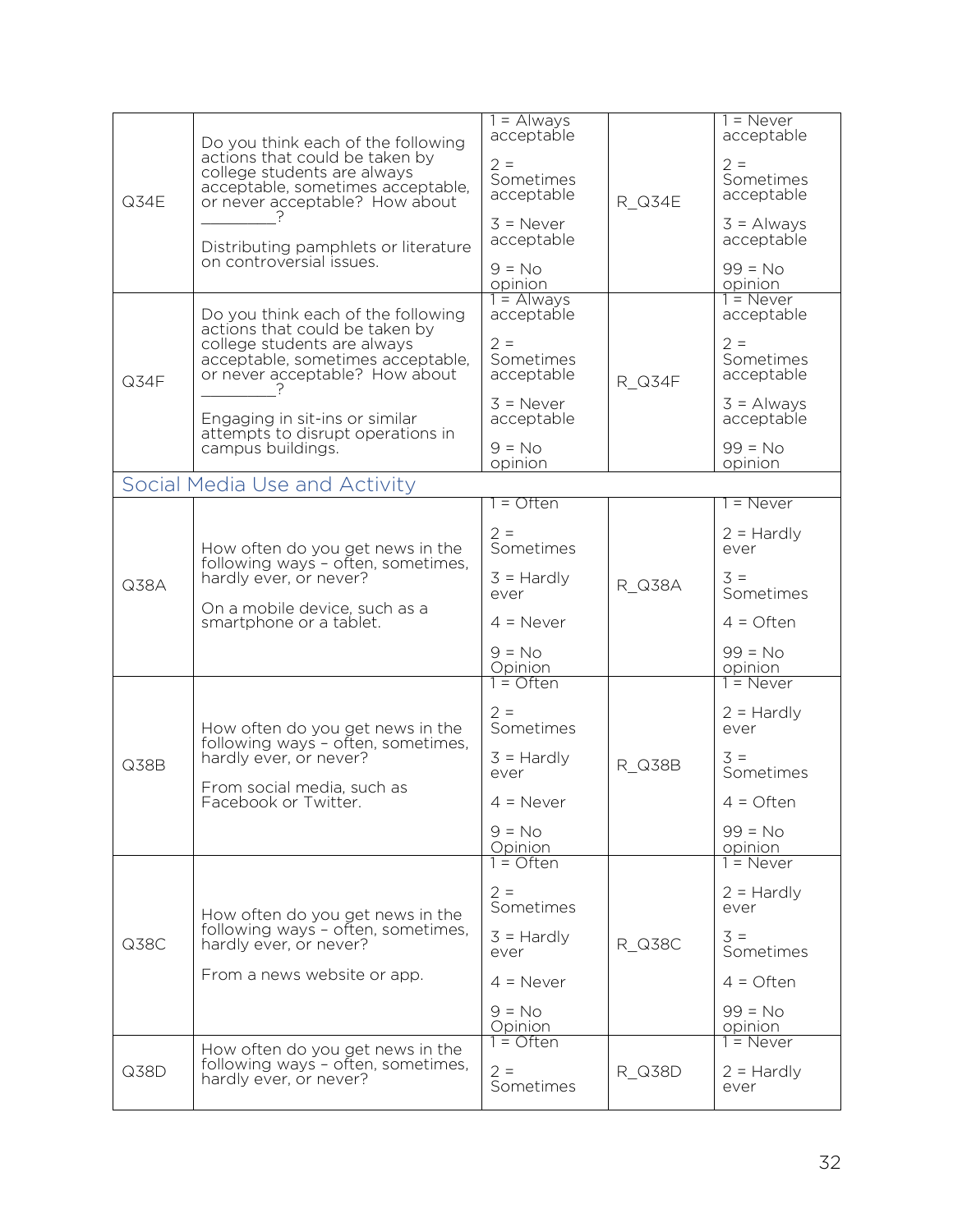| | | | | |
|---|---|---|---|---|
| Q34E | Do you think each of the following actions that could be taken by college students are always acceptable, sometimes acceptable, or never acceptable? How about _________?<br><br>Distributing pamphlets or literature on controversial issues. | 1 = Always acceptable<br><br>2 = Sometimes acceptable<br><br>3 = Never acceptable<br><br>9 = No opinion | R_Q34E | 1 = Never acceptable<br><br>2 = Sometimes acceptable<br><br>3 = Always acceptable<br><br>99 = No opinion |
| Q34F | Do you think each of the following actions that could be taken by college students are always acceptable, sometimes acceptable, or never acceptable? How about _________?<br><br>Engaging in sit-ins or similar attempts to disrupt operations in campus buildings. | 1 = Always acceptable<br><br>2 = Sometimes acceptable<br><br>3 = Never acceptable<br><br>9 = No opinion | R_Q34F | 1 = Never acceptable<br><br>2 = Sometimes acceptable<br><br>3 = Always acceptable<br><br>99 = No opinion |
| **Social Media Use and Activity** | | | | |
| Q38A | How often do you get news in the following ways – often, sometimes, hardly ever, or never?<br><br>On a mobile device, such as a smartphone or a tablet. | 1 = Often<br><br>2 = Sometimes<br><br>3 = Hardly ever<br><br>4 = Never<br><br>9 = No Opinion | R_Q38A | 1 = Never<br><br>2 = Hardly ever<br><br>3 = Sometimes<br><br>4 = Often<br><br>99 = No opinion |
| Q38B | How often do you get news in the following ways – often, sometimes, hardly ever, or never?<br><br>From social media, such as Facebook or Twitter. | 1 = Often<br><br>2 = Sometimes<br><br>3 = Hardly ever<br><br>4 = Never<br><br>9 = No Opinion | R_Q38B | 1 = Never<br><br>2 = Hardly ever<br><br>3 = Sometimes<br><br>4 = Often<br><br>99 = No opinion |
| Q38C | How often do you get news in the following ways – often, sometimes, hardly ever, or never?<br><br>From a news website or app. | 1 = Often<br><br>2 = Sometimes<br><br>3 = Hardly ever<br><br>4 = Never<br><br>9 = No Opinion | R_Q38C | 1 = Never<br><br>2 = Hardly ever<br><br>3 = Sometimes<br><br>4 = Often<br><br>99 = No opinion |
| Q38D | How often do you get news in the following ways – often, sometimes, hardly ever, or never? | 1 = Often<br><br>2 = Sometimes | R_Q38D | 1 = Never<br><br>2 = Hardly ever |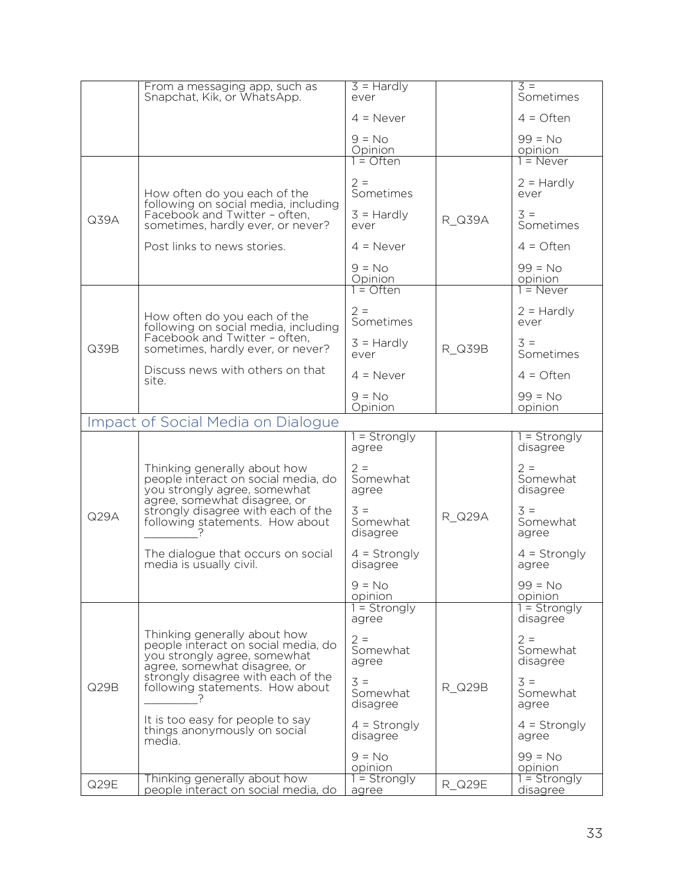| | | | | |
|---|---|---|---|---|
| | From a messaging app, such as Snapchat, Kik, or WhatsApp. | 3 = Hardly ever<br><br>4 = Never<br><br>9 = No Opinion | | 3 = Sometimes<br><br>4 = Often<br><br>99 = No opinion |
| Q39A | How often do you each of the following on social media, including Facebook and Twitter – often, sometimes, hardly ever, or never?<br><br>Post links to news stories. | 1 = Often<br><br>2 = Sometimes<br><br>3 = Hardly ever<br><br>4 = Never<br><br>9 = No Opinion | R_Q39A | 1 = Never<br><br>2 = Hardly ever<br><br>3 = Sometimes<br><br>4 = Often<br><br>99 = No opinion |
| Q39B | How often do you each of the following on social media, including Facebook and Twitter – often, sometimes, hardly ever, or never?<br><br>Discuss news with others on that site. | 1 = Often<br><br>2 = Sometimes<br><br>3 = Hardly ever<br><br>4 = Never<br><br>9 = No Opinion | R_Q39B | 1 = Never<br><br>2 = Hardly ever<br><br>3 = Sometimes<br><br>4 = Often<br><br>99 = No opinion |
| **Impact of Social Media on Dialogue** | | | | |
| Q29A | Thinking generally about how people interact on social media, do you strongly agree, somewhat agree, somewhat disagree, or strongly disagree with each of the following statements. How about _________?<br><br>The dialogue that occurs on social media is usually civil. | 1 = Strongly agree<br><br>2 = Somewhat agree<br><br>3 = Somewhat disagree<br><br>4 = Strongly disagree<br><br>9 = No opinion | R_Q29A | 1 = Strongly disagree<br><br>2 = Somewhat disagree<br><br>3 = Somewhat agree<br><br>4 = Strongly agree<br><br>99 = No opinion |
| Q29B | Thinking generally about how people interact on social media, do you strongly agree, somewhat agree, somewhat disagree, or strongly disagree with each of the following statements. How about _________?<br><br>It is too easy for people to say things anonymously on social media. | 1 = Strongly agree<br><br>2 = Somewhat agree<br><br>3 = Somewhat disagree<br><br>4 = Strongly disagree<br><br>9 = No opinion | R_Q29B | 1 = Strongly disagree<br><br>2 = Somewhat disagree<br><br>3 = Somewhat agree<br><br>4 = Strongly agree<br><br>99 = No opinion |
| Q29E | Thinking generally about how people interact on social media, do | 1 = Strongly agree | R_Q29E | 1 = Strongly disagree |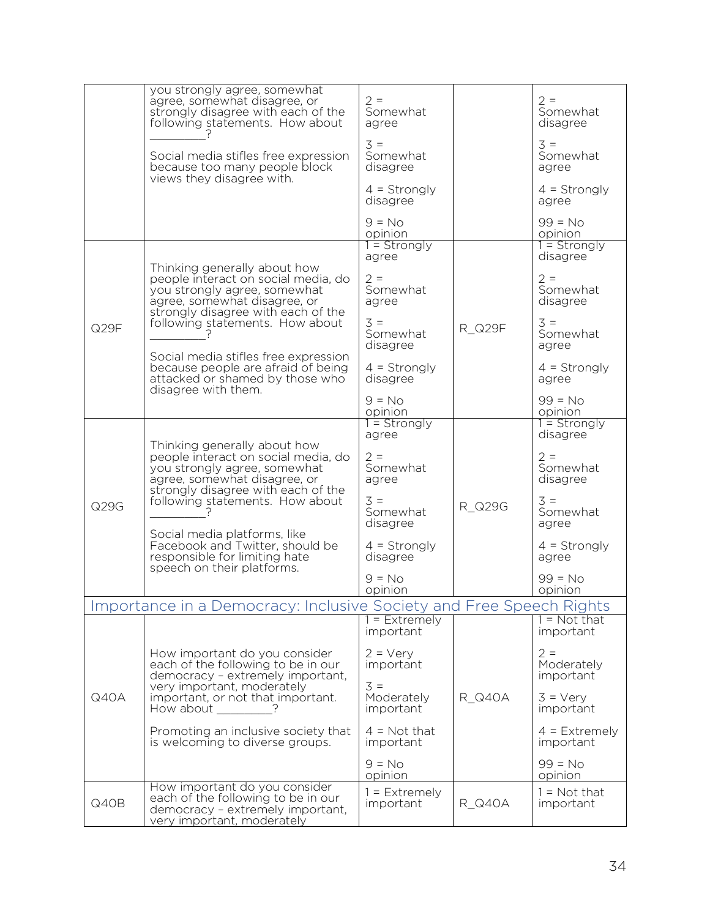| | | | | |
|---|---|---|---|---|
| | you strongly agree, somewhat agree, somewhat disagree, or strongly disagree with each of the following statements. How about _________?<br><br>Social media stifles free expression because too many people block views they disagree with. | 2 = Somewhat agree<br><br>3 = Somewhat disagree<br><br>4 = Strongly disagree<br><br>9 = No opinion | | 2 = Somewhat disagree<br><br>3 = Somewhat agree<br><br>4 = Strongly agree<br><br>99 = No opinion |
| Q29F | Thinking generally about how people interact on social media, do you strongly agree, somewhat agree, somewhat disagree, or strongly disagree with each of the following statements. How about _________?<br><br>Social media stifles free expression because people are afraid of being attacked or shamed by those who disagree with them. | 1 = Strongly agree<br><br>2 = Somewhat agree<br><br>3 = Somewhat disagree<br><br>4 = Strongly disagree<br><br>9 = No opinion | R_Q29F | 1 = Strongly disagree<br><br>2 = Somewhat disagree<br><br>3 = Somewhat agree<br><br>4 = Strongly agree<br><br>99 = No opinion |
| Q29G | Thinking generally about how people interact on social media, do you strongly agree, somewhat agree, somewhat disagree, or strongly disagree with each of the following statements. How about _________?<br><br>Social media platforms, like Facebook and Twitter, should be responsible for limiting hate speech on their platforms. | 1 = Strongly agree<br><br>2 = Somewhat agree<br><br>3 = Somewhat disagree<br><br>4 = Strongly disagree<br><br>9 = No opinion | R_Q29G | 1 = Strongly disagree<br><br>2 = Somewhat disagree<br><br>3 = Somewhat agree<br><br>4 = Strongly agree<br><br>99 = No opinion |
| **Importance in a Democracy: Inclusive Society and Free Speech Rights** | | | | |
| Q40A | How important do you consider each of the following to be in our democracy – extremely important, very important, moderately important, or not that important. How about _________?<br><br>Promoting an inclusive society that is welcoming to diverse groups. | 1 = Extremely important<br><br>2 = Very important<br><br>3 = Moderately important<br><br>4 = Not that important<br><br>9 = No opinion | R_Q40A | 1 = Not that important<br><br>2 = Moderately important<br><br>3 = Very important<br><br>4 = Extremely important<br><br>99 = No opinion |
| Q40B | How important do you consider each of the following to be in our democracy – extremely important, very important, moderately | 1 = Extremely important | R_Q40A | 1 = Not that important |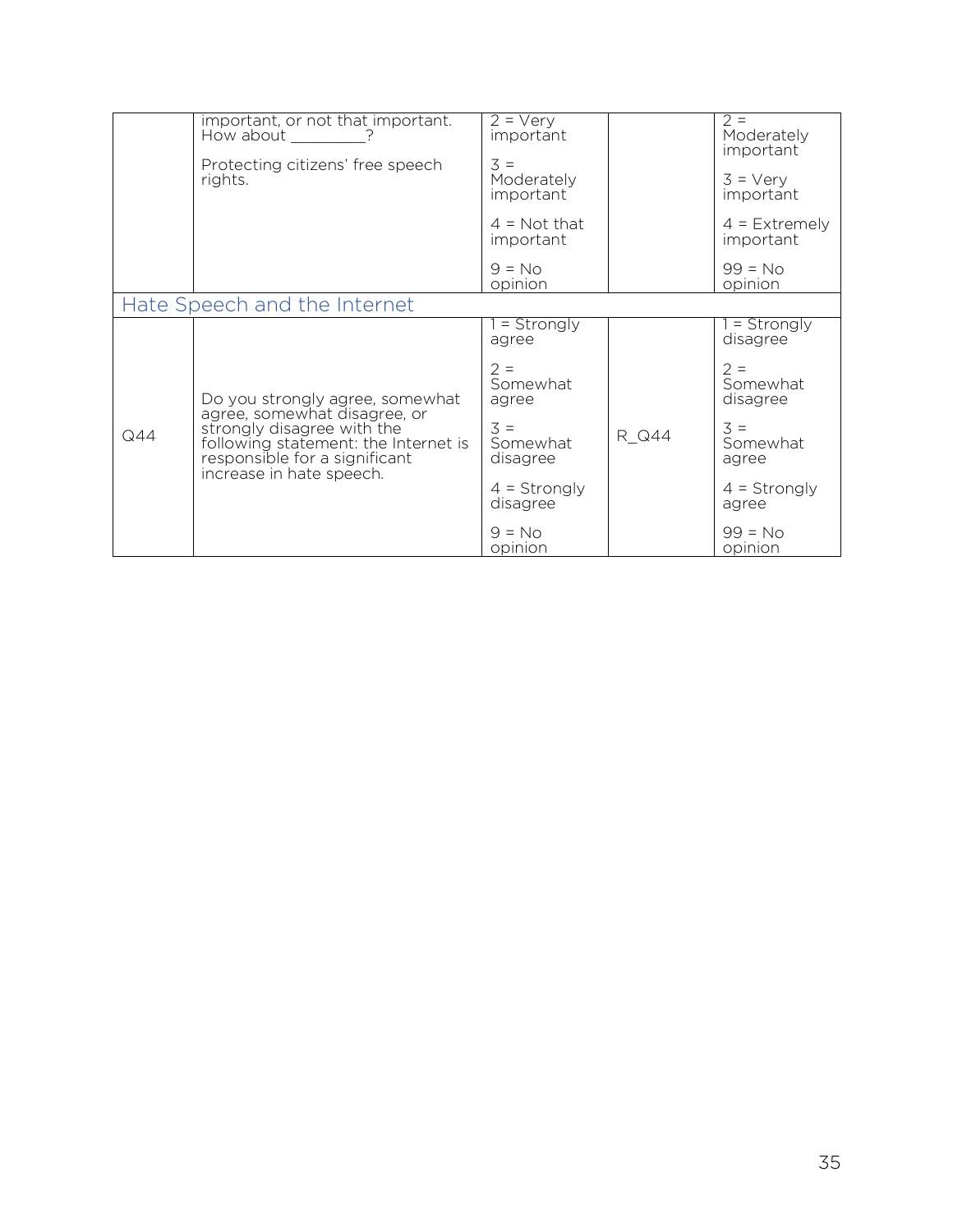| | | | | |
|---|---|---|---|---|
| | important, or not that important. How about _________? Protecting citizens' free speech rights. | 2 = Very important<br>3 = Moderately important<br>4 = Not that important<br>9 = No opinion | | 2 = Moderately important<br>3 = Very important<br>4 = Extremely important<br>99 = No opinion |
| **Hate Speech and the Internet** | | | | |
| Q44 | Do you strongly agree, somewhat agree, somewhat disagree, or strongly disagree with the following statement: the Internet is responsible for a significant increase in hate speech. | 1 = Strongly agree<br>2 = Somewhat agree<br>3 = Somewhat disagree<br>4 = Strongly disagree<br>9 = No opinion | R_Q44 | 1 = Strongly disagree<br>2 = Somewhat disagree<br>3 = Somewhat agree<br>4 = Strongly agree<br>99 = No opinion |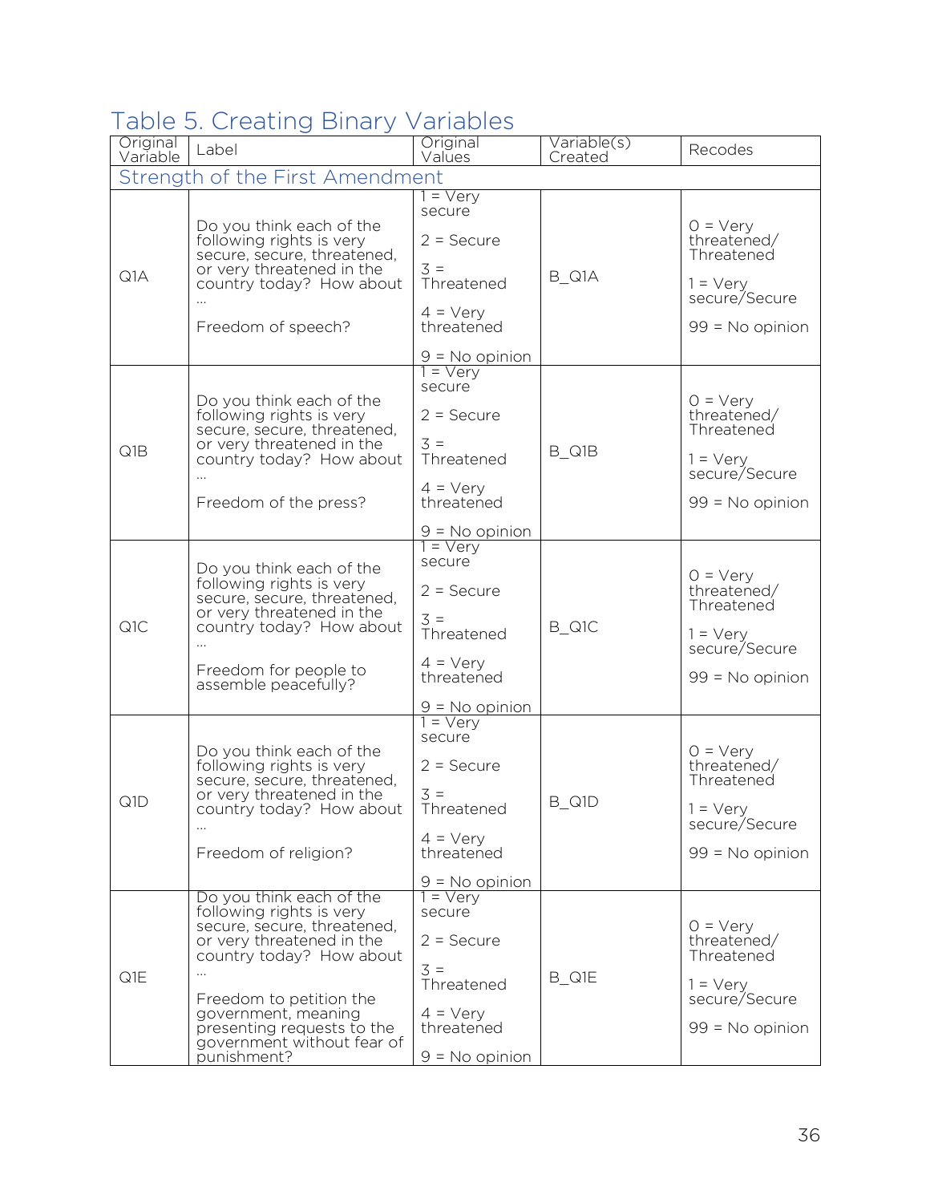## Table 5. Creating Binary Variables

| Original Variable | Label | Original Values | Variable(s) Created | Recodes |
|---|---|---|---|---|
| **Strength of the First Amendment** | | | | |
| Q1A | Do you think each of the following rights is very secure, secure, threatened, or very threatened in the country today? How about … Freedom of speech? | 1 = Very secure<br>2 = Secure<br>3 = Threatened<br>4 = Very threatened<br>9 = No opinion | B_Q1A | 0 = Very threatened/ Threatened<br>1 = Very secure/Secure<br>99 = No opinion |
| Q1B | Do you think each of the following rights is very secure, secure, threatened, or very threatened in the country today? How about … Freedom of the press? | 1 = Very secure<br>2 = Secure<br>3 = Threatened<br>4 = Very threatened<br>9 = No opinion | B_Q1B | 0 = Very threatened/ Threatened<br>1 = Very secure/Secure<br>99 = No opinion |
| Q1C | Do you think each of the following rights is very secure, secure, threatened, or very threatened in the country today? How about … Freedom for people to assemble peacefully? | 1 = Very secure<br>2 = Secure<br>3 = Threatened<br>4 = Very threatened<br>9 = No opinion | B_Q1C | 0 = Very threatened/ Threatened<br>1 = Very secure/Secure<br>99 = No opinion |
| Q1D | Do you think each of the following rights is very secure, secure, threatened, or very threatened in the country today? How about … Freedom of religion? | 1 = Very secure<br>2 = Secure<br>3 = Threatened<br>4 = Very threatened<br>9 = No opinion | B_Q1D | 0 = Very threatened/ Threatened<br>1 = Very secure/Secure<br>99 = No opinion |
| Q1E | Do you think each of the following rights is very secure, secure, threatened, or very threatened in the country today? How about … Freedom to petition the government, meaning presenting requests to the government without fear of punishment? | 1 = Very secure<br>2 = Secure<br>3 = Threatened<br>4 = Very threatened<br>9 = No opinion | B_Q1E | 0 = Very threatened/ Threatened<br>1 = Very secure/Secure<br>99 = No opinion |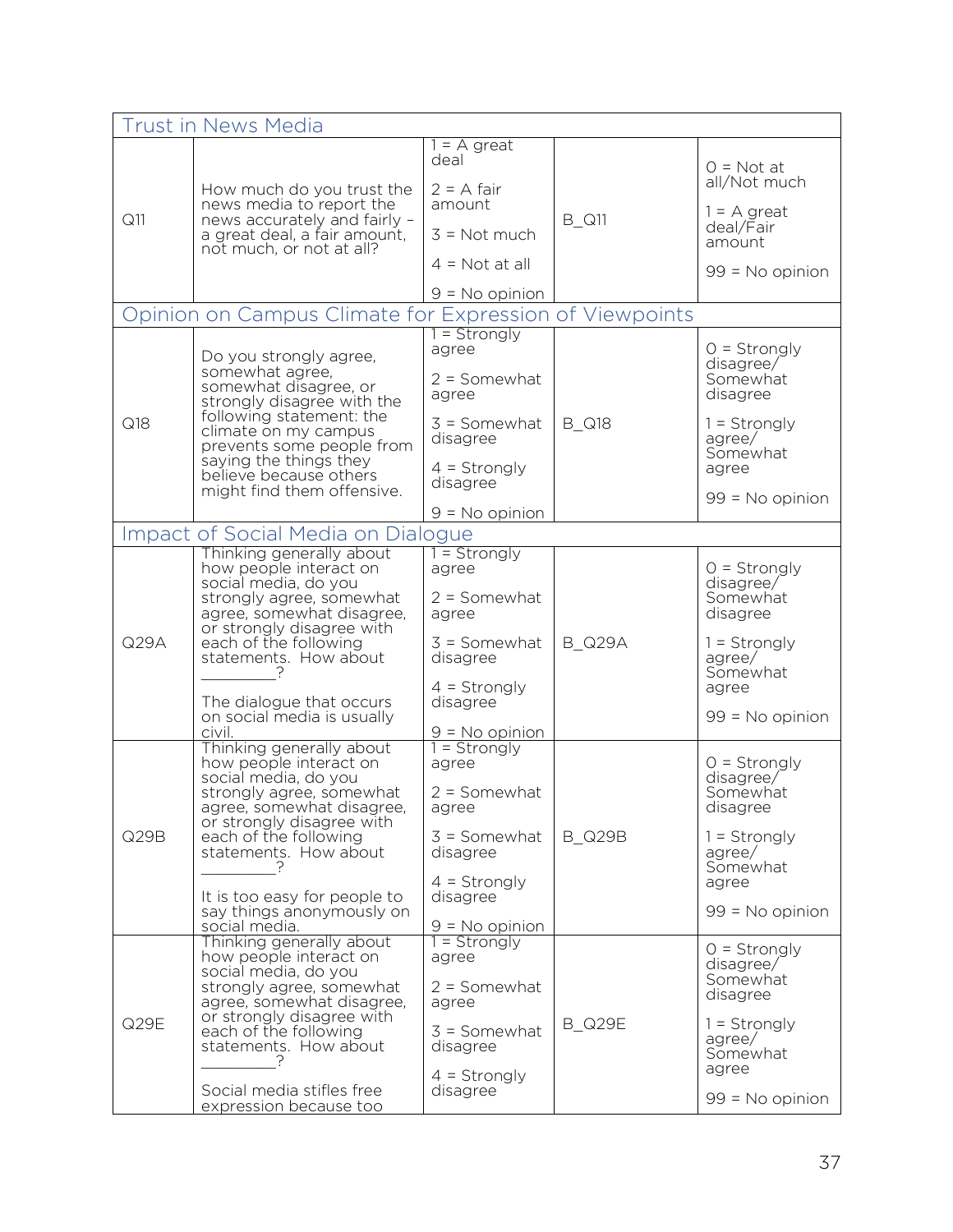| | | | | |
|---|---|---|---|---|
| **Trust in News Media** | | | | |
| Q11 | How much do you trust the news media to report the news accurately and fairly – a great deal, a fair amount, not much, or not at all? | 1 = A great deal<br><br>2 = A fair amount<br><br>3 = Not much<br><br>4 = Not at all<br><br>9 = No opinion | B_Q11 | 0 = Not at all/Not much<br><br>1 = A great deal/Fair amount<br><br>99 = No opinion |
| **Opinion on Campus Climate for Expression of Viewpoints** | | | | |
| Q18 | Do you strongly agree, somewhat agree, somewhat disagree, or strongly disagree with the following statement: the climate on my campus prevents some people from saying the things they believe because others might find them offensive. | 1 = Strongly agree<br><br>2 = Somewhat agree<br><br>3 = Somewhat disagree<br><br>4 = Strongly disagree<br><br>9 = No opinion | B_Q18 | 0 = Strongly disagree/ Somewhat disagree<br><br>1 = Strongly agree/ Somewhat agree<br><br>99 = No opinion |
| **Impact of Social Media on Dialogue** | | | | |
| Q29A | Thinking generally about how people interact on social media, do you strongly agree, somewhat agree, somewhat disagree, or strongly disagree with each of the following statements. How about _________?<br><br>The dialogue that occurs on social media is usually civil. | 1 = Strongly agree<br><br>2 = Somewhat agree<br><br>3 = Somewhat disagree<br><br>4 = Strongly disagree<br><br>9 = No opinion | B_Q29A | 0 = Strongly disagree/ Somewhat disagree<br><br>1 = Strongly agree/ Somewhat agree<br><br>99 = No opinion |
| Q29B | Thinking generally about how people interact on social media, do you strongly agree, somewhat agree, somewhat disagree, or strongly disagree with each of the following statements. How about _________?<br><br>It is too easy for people to say things anonymously on social media. | 1 = Strongly agree<br><br>2 = Somewhat agree<br><br>3 = Somewhat disagree<br><br>4 = Strongly disagree<br><br>9 = No opinion | B_Q29B | 0 = Strongly disagree/ Somewhat disagree<br><br>1 = Strongly agree/ Somewhat agree<br><br>99 = No opinion |
| Q29E | Thinking generally about how people interact on social media, do you strongly agree, somewhat agree, somewhat disagree, or strongly disagree with each of the following statements. How about _________?<br><br>Social media stifles free expression because too | 1 = Strongly agree<br><br>2 = Somewhat agree<br><br>3 = Somewhat disagree<br><br>4 = Strongly disagree | B_Q29E | 0 = Strongly disagree/ Somewhat disagree<br><br>1 = Strongly agree/ Somewhat agree<br><br>99 = No opinion |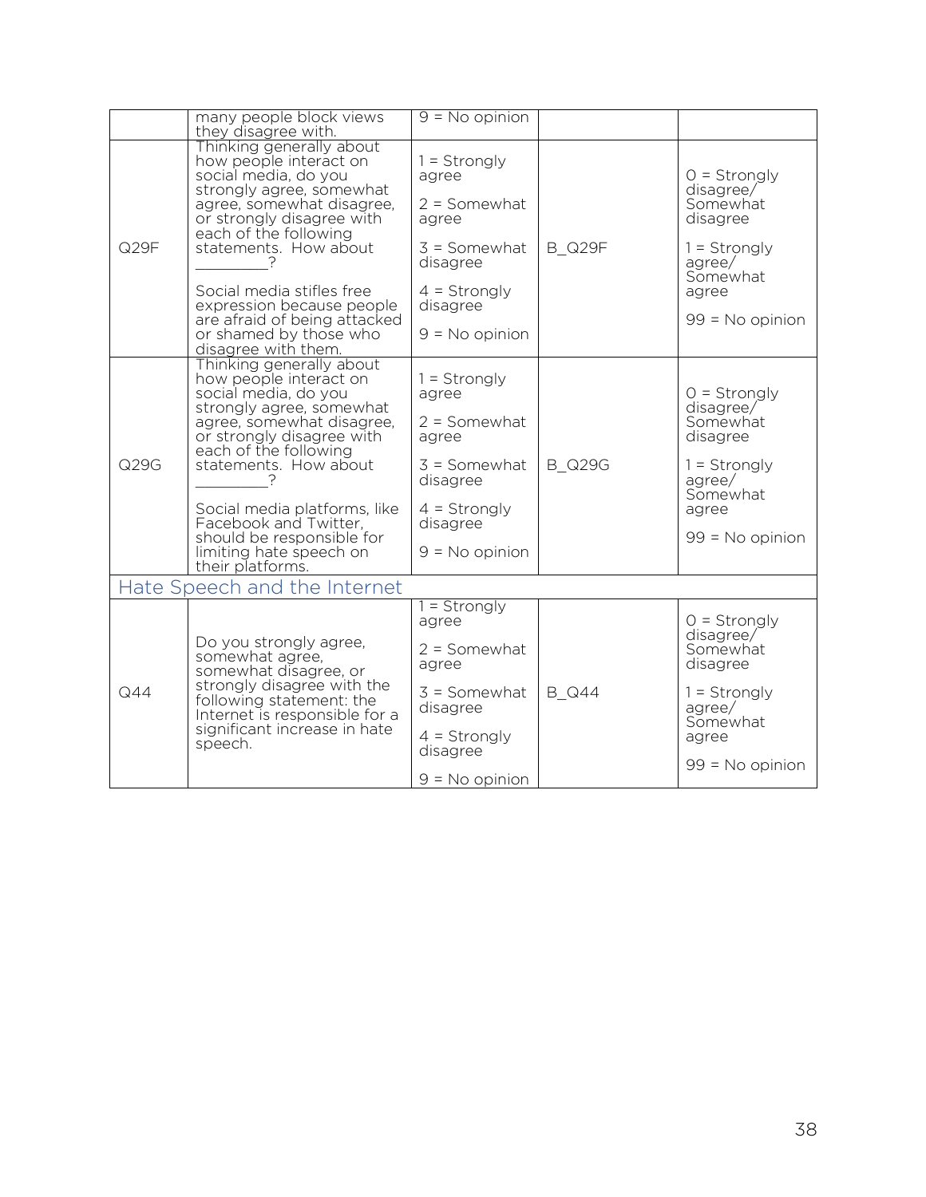| | many people block views they disagree with. | 9 = No opinion | | |
|---|---|---|---|---|
| Q29F | Thinking generally about how people interact on social media, do you strongly agree, somewhat agree, somewhat disagree, or strongly disagree with each of the following statements. How about _________? <br><br> Social media stifles free expression because people are afraid of being attacked or shamed by those who disagree with them. | 1 = Strongly agree <br><br> 2 = Somewhat agree <br><br> 3 = Somewhat disagree <br><br> 4 = Strongly disagree <br><br> 9 = No opinion | B_Q29F | 0 = Strongly disagree/ Somewhat disagree <br><br> 1 = Strongly agree/ Somewhat agree <br><br> 99 = No opinion |
| Q29G | Thinking generally about how people interact on social media, do you strongly agree, somewhat agree, somewhat disagree, or strongly disagree with each of the following statements. How about _________? <br><br> Social media platforms, like Facebook and Twitter, should be responsible for limiting hate speech on their platforms. | 1 = Strongly agree <br><br> 2 = Somewhat agree <br><br> 3 = Somewhat disagree <br><br> 4 = Strongly disagree <br><br> 9 = No opinion | B_Q29G | 0 = Strongly disagree/ Somewhat disagree <br><br> 1 = Strongly agree/ Somewhat agree <br><br> 99 = No opinion |
| **Hate Speech and the Internet** | | | | |
| Q44 | Do you strongly agree, somewhat agree, somewhat disagree, or strongly disagree with the following statement: the Internet is responsible for a significant increase in hate speech. | 1 = Strongly agree <br><br> 2 = Somewhat agree <br><br> 3 = Somewhat disagree <br><br> 4 = Strongly disagree <br><br> 9 = No opinion | B_Q44 | 0 = Strongly disagree/ Somewhat disagree <br><br> 1 = Strongly agree/ Somewhat agree <br><br> 99 = No opinion |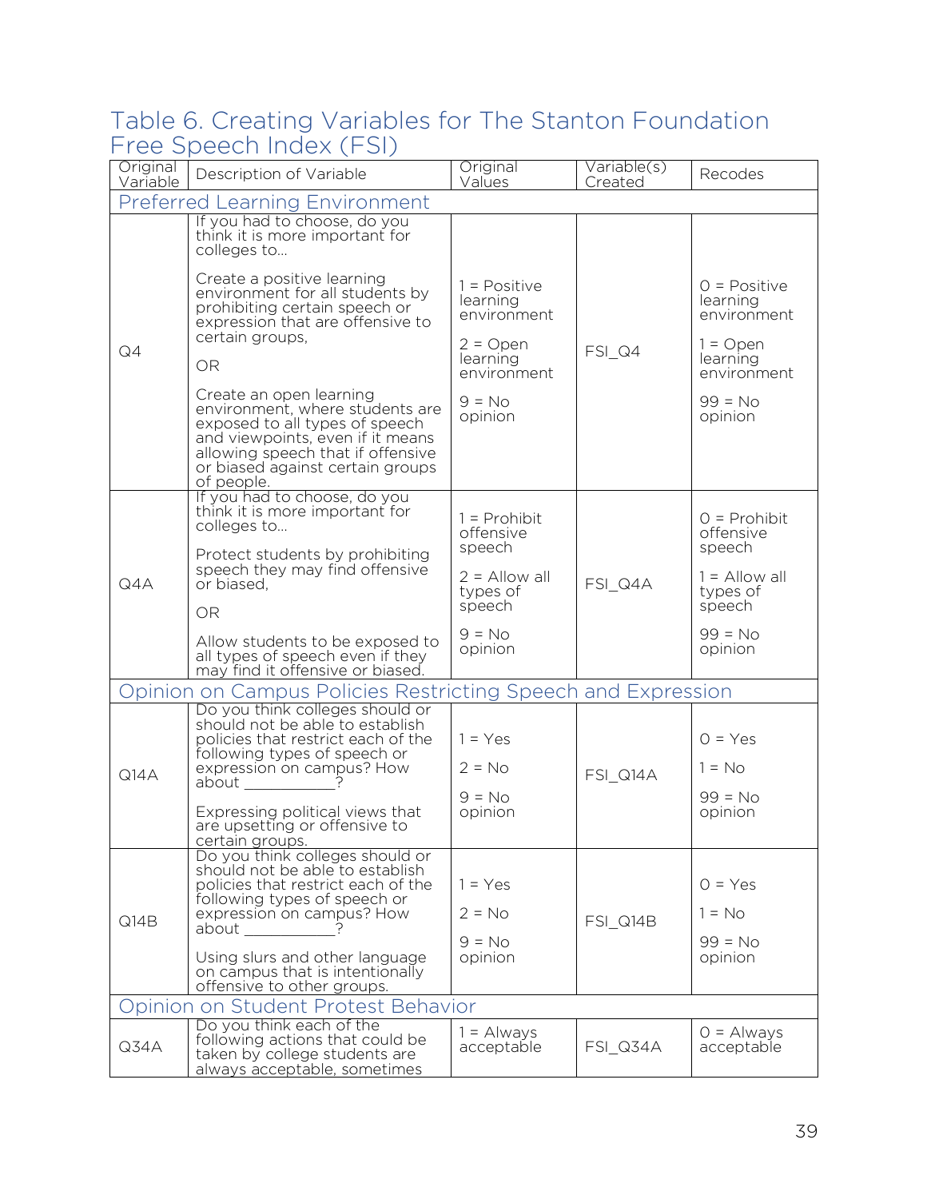## Table 6. Creating Variables for The Stanton Foundation Free Speech Index (FSI)

| Original Variable | Description of Variable | Original Values | Variable(s) Created | Recodes |
|---|---|---|---|---|
| **Preferred Learning Environment** | | | | |
| Q4 | If you had to choose, do you think it is more important for colleges to… <br><br> Create a positive learning environment for all students by prohibiting certain speech or expression that are offensive to certain groups, <br><br> OR <br><br> Create an open learning environment, where students are exposed to all types of speech and viewpoints, even if it means allowing speech that if offensive or biased against certain groups of people. | 1 = Positive learning environment <br><br> 2 = Open learning environment <br><br> 9 = No opinion | FSI_Q4 | 0 = Positive learning environment <br><br> 1 = Open learning environment <br><br> 99 = No opinion |
| Q4A | If you had to choose, do you think it is more important for colleges to… <br><br> Protect students by prohibiting speech they may find offensive or biased, <br><br> OR <br><br> Allow students to be exposed to all types of speech even if they may find it offensive or biased. | 1 = Prohibit offensive speech <br><br> 2 = Allow all types of speech <br><br> 9 = No opinion | FSI_Q4A | 0 = Prohibit offensive speech <br><br> 1 = Allow all types of speech <br><br> 99 = No opinion |
| **Opinion on Campus Policies Restricting Speech and Expression** | | | | |
| Q14A | Do you think colleges should or should not be able to establish policies that restrict each of the following types of speech or expression on campus? How about ___________? <br><br> Expressing political views that are upsetting or offensive to certain groups. | 1 = Yes <br><br> 2 = No <br><br> 9 = No opinion | FSI_Q14A | 0 = Yes <br><br> 1 = No <br><br> 99 = No opinion |
| Q14B | Do you think colleges should or should not be able to establish policies that restrict each of the following types of speech or expression on campus? How about ___________? <br><br> Using slurs and other language on campus that is intentionally offensive to other groups. | 1 = Yes <br><br> 2 = No <br><br> 9 = No opinion | FSI_Q14B | 0 = Yes <br><br> 1 = No <br><br> 99 = No opinion |
| **Opinion on Student Protest Behavior** | | | | |
| Q34A | Do you think each of the following actions that could be taken by college students are always acceptable, sometimes | 1 = Always acceptable | FSI_Q34A | 0 = Always acceptable |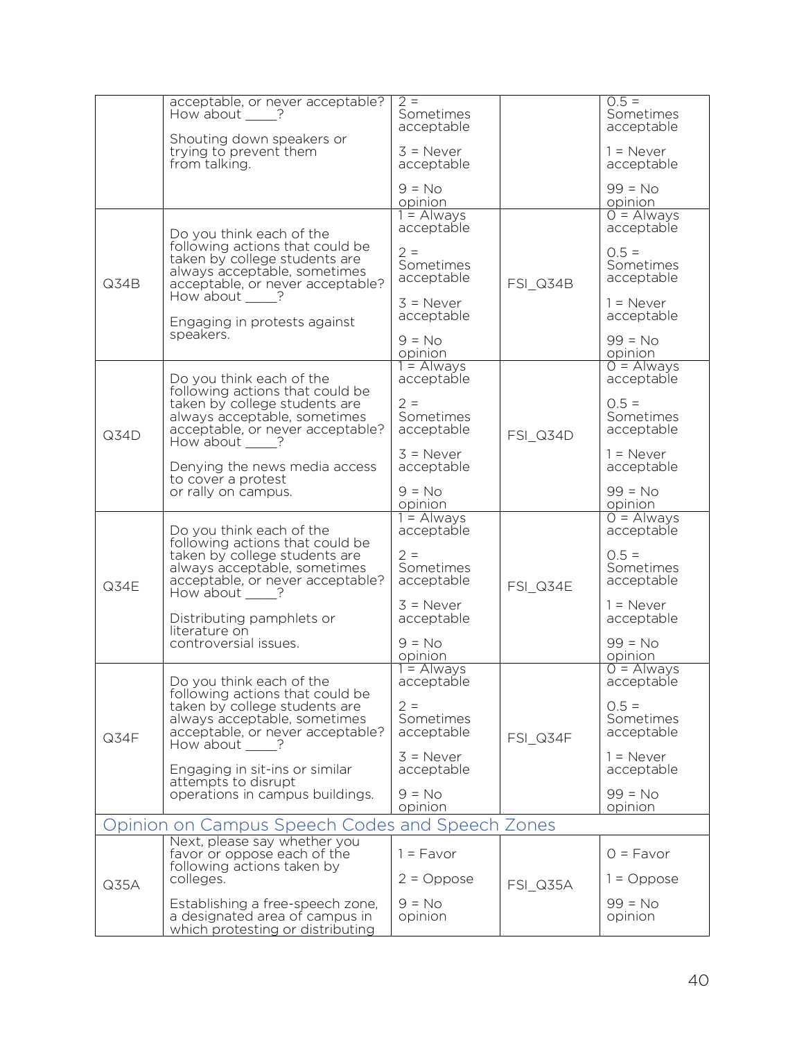| | | | | |
|---|---|---|---|---|
| | acceptable, or never acceptable? How about \_\_\_\_\_?<br><br>Shouting down speakers or trying to prevent them from talking. | 2 = Sometimes acceptable<br><br>3 = Never acceptable<br><br>9 = No opinion | | 0.5 = Sometimes acceptable<br><br>1 = Never acceptable<br><br>99 = No opinion |
| Q34B | Do you think each of the following actions that could be taken by college students are always acceptable, sometimes acceptable, or never acceptable? How about \_\_\_\_\_?<br><br>Engaging in protests against speakers. | 1 = Always acceptable<br><br>2 = Sometimes acceptable<br><br>3 = Never acceptable<br><br>9 = No opinion | FSI_Q34B | 0 = Always acceptable<br><br>0.5 = Sometimes acceptable<br><br>1 = Never acceptable<br><br>99 = No opinion |
| Q34D | Do you think each of the following actions that could be taken by college students are always acceptable, sometimes acceptable, or never acceptable? How about \_\_\_\_\_?<br><br>Denying the news media access to cover a protest or rally on campus. | 1 = Always acceptable<br><br>2 = Sometimes acceptable<br><br>3 = Never acceptable<br><br>9 = No opinion | FSI_Q34D | 0 = Always acceptable<br><br>0.5 = Sometimes acceptable<br><br>1 = Never acceptable<br><br>99 = No opinion |
| Q34E | Do you think each of the following actions that could be taken by college students are always acceptable, sometimes acceptable, or never acceptable? How about \_\_\_\_\_?<br><br>Distributing pamphlets or literature on controversial issues. | 1 = Always acceptable<br><br>2 = Sometimes acceptable<br><br>3 = Never acceptable<br><br>9 = No opinion | FSI_Q34E | 0 = Always acceptable<br><br>0.5 = Sometimes acceptable<br><br>1 = Never acceptable<br><br>99 = No opinion |
| Q34F | Do you think each of the following actions that could be taken by college students are always acceptable, sometimes acceptable, or never acceptable? How about \_\_\_\_\_?<br><br>Engaging in sit-ins or similar attempts to disrupt operations in campus buildings. | 1 = Always acceptable<br><br>2 = Sometimes acceptable<br><br>3 = Never acceptable<br><br>9 = No opinion | FSI_Q34F | 0 = Always acceptable<br><br>0.5 = Sometimes acceptable<br><br>1 = Never acceptable<br><br>99 = No opinion |
| **Opinion on Campus Speech Codes and Speech Zones** | | | | |
| Q35A | Next, please say whether you favor or oppose each of the following actions taken by colleges.<br><br>Establishing a free-speech zone, a designated area of campus in which protesting or distributing | 1 = Favor<br><br>2 = Oppose<br><br>9 = No opinion | FSI_Q35A | 0 = Favor<br><br>1 = Oppose<br><br>99 = No opinion |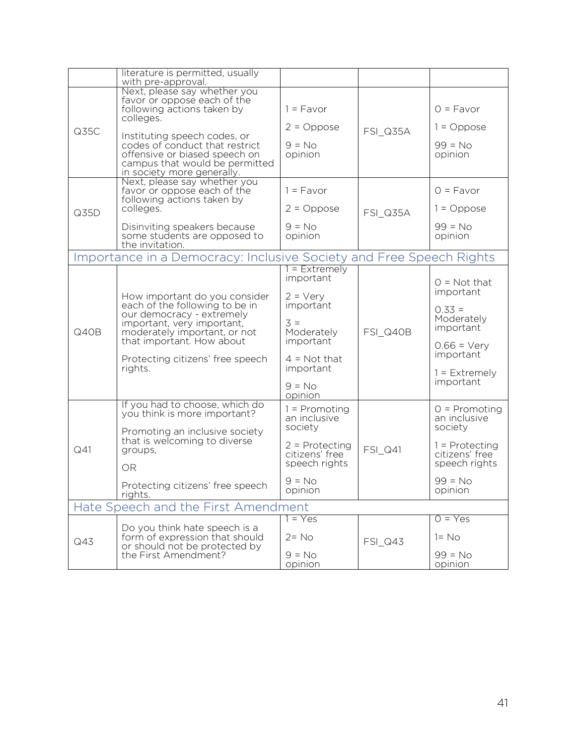| | literature is permitted, usually with pre-approval. | | | |
|---|---|---|---|---|
| Q35C | Next, please say whether you favor or oppose each of the following actions taken by colleges.<br><br>Instituting speech codes, or codes of conduct that restrict offensive or biased speech on campus that would be permitted in society more generally. | 1 = Favor<br><br>2 = Oppose<br><br>9 = No opinion | FSI_Q35A | 0 = Favor<br><br>1 = Oppose<br><br>99 = No opinion |
| Q35D | Next, please say whether you favor or oppose each of the following actions taken by colleges.<br><br>Disinviting speakers because some students are opposed to the invitation. | 1 = Favor<br><br>2 = Oppose<br><br>9 = No opinion | FSI_Q35A | 0 = Favor<br><br>1 = Oppose<br><br>99 = No opinion |
| **Importance in a Democracy: Inclusive Society and Free Speech Rights** | | | | |
| Q40B | How important do you consider each of the following to be in our democracy - extremely important, very important, moderately important, or not that important. How about<br><br>Protecting citizens' free speech rights. | 1 = Extremely important<br><br>2 = Very important<br><br>3 = Moderately important<br><br>4 = Not that important<br><br>9 = No opinion | FSI_Q40B | 0 = Not that important<br><br>0.33 = Moderately important<br><br>0.66 = Very important<br><br>1 = Extremely important |
| Q41 | If you had to choose, which do you think is more important?<br><br>Promoting an inclusive society that is welcoming to diverse groups,<br><br>OR<br><br>Protecting citizens' free speech rights. | 1 = Promoting an inclusive society<br><br>2 = Protecting citizens' free speech rights<br><br>9 = No opinion | FSI_Q41 | 0 = Promoting an inclusive society<br><br>1 = Protecting citizens' free speech rights<br><br>99 = No opinion |
| **Hate Speech and the First Amendment** | | | | |
| Q43 | Do you think hate speech is a form of expression that should or should not be protected by the First Amendment? | 1 = Yes<br><br>2= No<br><br>9 = No opinion | FSI_Q43 | 0 = Yes<br><br>1= No<br><br>99 = No opinion |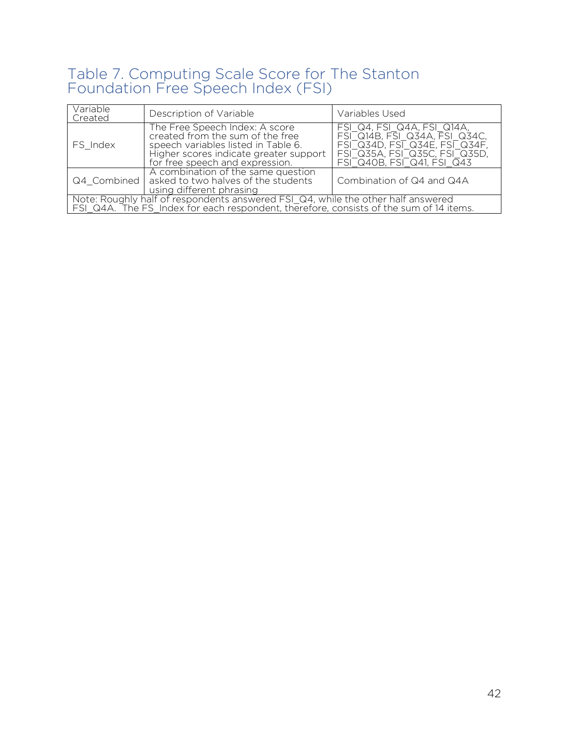## Table 7. Computing Scale Score for The Stanton Foundation Free Speech Index (FSI)

| Variable Created | Description of Variable | Variables Used |
|---|---|---|
| FS_Index | The Free Speech Index: A score created from the sum of the free speech variables listed in Table 6. Higher scores indicate greater support for free speech and expression. | FSI_Q4, FSI_Q4A, FSI_Q14A, FSI_Q14B, FSI_Q34A, FSI_Q34C, FSI_Q34D, FSI_Q34E, FSI_Q34F, FSI_Q35A, FSI_Q35C, FSI_Q35D, FSI_Q40B, FSI_Q41, FSI_Q43 |
| Q4_Combined | A combination of the same question asked to two halves of the students using different phrasing | Combination of Q4 and Q4A |
| Note: Roughly half of respondents answered FSI_Q4, while the other half answered FSI_Q4A. The FS_Index for each respondent, therefore, consists of the sum of 14 items. | | |